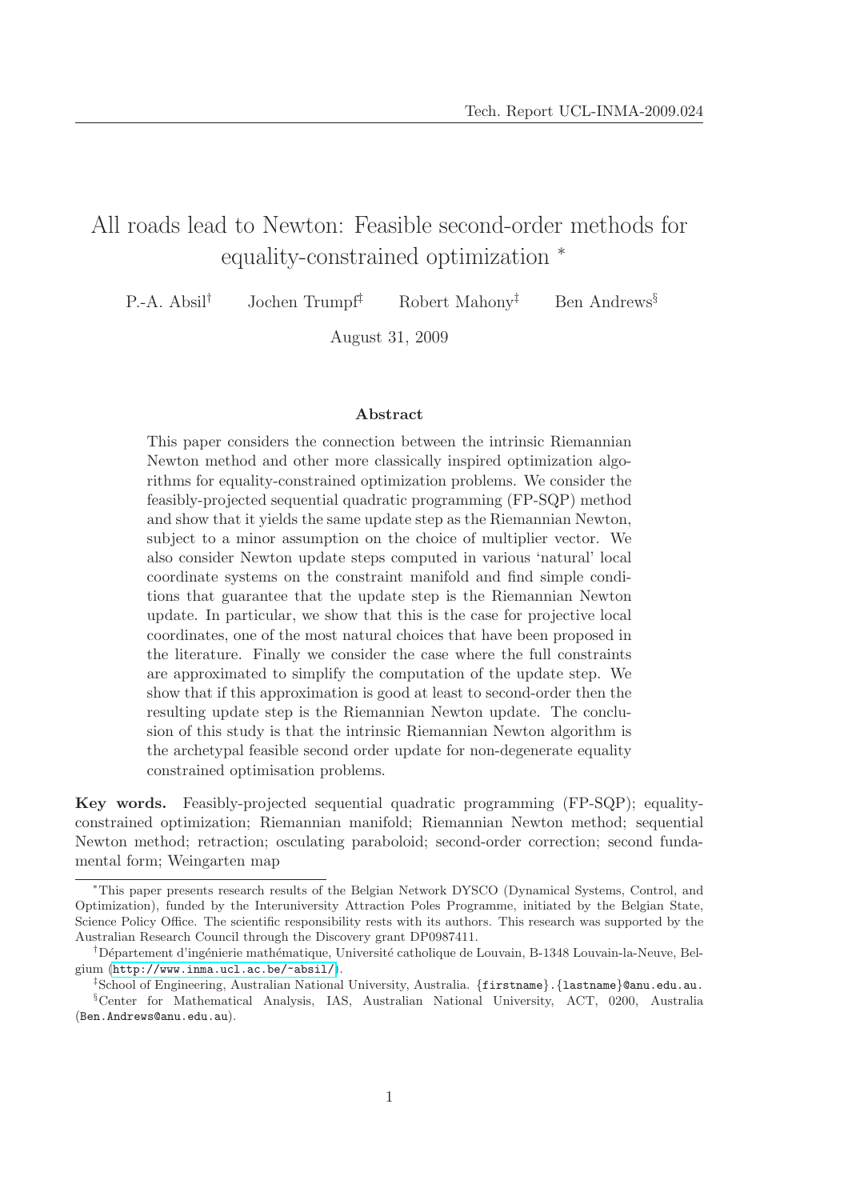# All roads lead to Newton: Feasible second-order methods for equality-constrained optimization *

P.-A. Absil[†] Jochen Trumpf[‡] Robert Mahony[‡] Ben Andrews[§]

August 31, 2009

## Abstract

This paper considers the connection between the intrinsic Riemannian Newton method and other more classically inspired optimization algorithms for equality-constrained optimization problems. We consider the feasibly-projected sequential quadratic programming (FP-SQP) method and show that it yields the same update step as the Riemannian Newton, subject to a minor assumption on the choice of multiplier vector. We also consider Newton update steps computed in various 'natural' local coordinate systems on the constraint manifold and find simple conditions that guarantee that the update step is the Riemannian Newton update. In particular, we show that this is the case for projective local coordinates, one of the most natural choices that have been proposed in the literature. Finally we consider the case where the full constraints are approximated to simplify the computation of the update step. We show that if this approximation is good at least to second-order then the resulting update step is the Riemannian Newton update. The conclusion of this study is that the intrinsic Riemannian Newton algorithm is the archetypal feasible second order update for non-degenerate equality constrained optimisation problems.

**Key words.** Feasibly-projected sequential quadratic programming (FP-SQP); equality-constrained optimization; Riemannian manifold; Riemannian Newton method; sequential Newton method; retraction; osculating paraboloid; second-order correction; second fundamental form; Weingarten map

---

*This paper presents research results of the Belgian Network DYSCO (Dynamical Systems, Control, and Optimization), funded by the Interuniversity Attraction Poles Programme, initiated by the Belgian State, Science Policy Office. The scientific responsibility rests with its authors. This research was supported by the Australian Research Council through the Discovery grant DP0987411.

[†]Département d'ingénierie mathématique, Université catholique de Louvain, B-1348 Louvain-la-Neuve, Belgium (http://www.inma.ucl.ac.be/~absil/).

[‡]School of Engineering, Australian National University, Australia. {firstname}.{lastname}@anu.edu.au.

[§]Center for Mathematical Analysis, IAS, Australian National University, ACT, 0200, Australia (Ben.Andrews@anu.edu.au).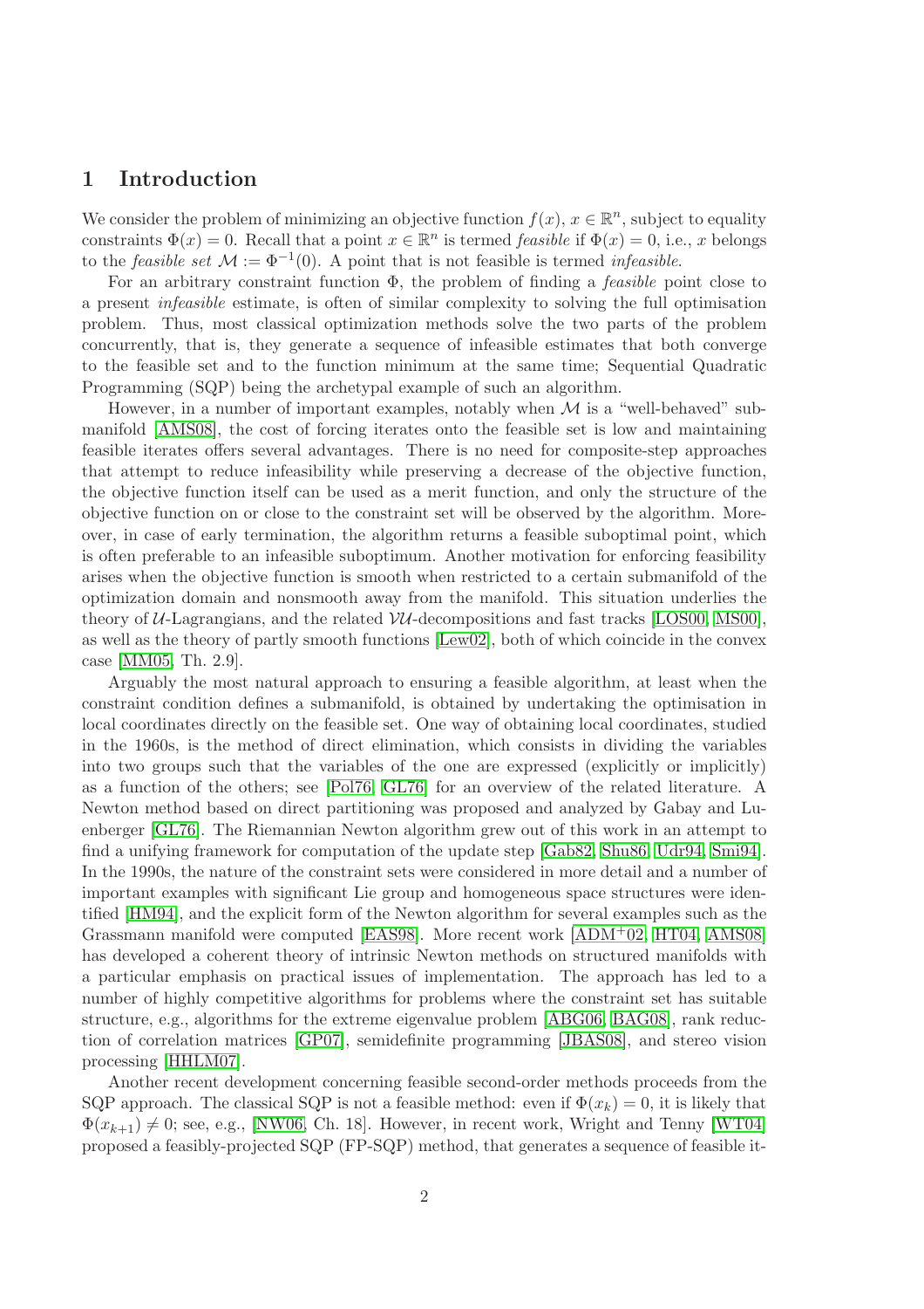# 1 Introduction

We consider the problem of minimizing an objective function $f(x)$, $x \in \mathbb{R}^n$, subject to equality constraints $\Phi(x) = 0$. Recall that a point $x \in \mathbb{R}^n$ is termed *feasible* if $\Phi(x) = 0$, i.e., $x$ belongs to the *feasible set* $\mathcal{M} := \Phi^{-1}(0)$. A point that is not feasible is termed *infeasible*.

For an arbitrary constraint function $\Phi$, the problem of finding a *feasible* point close to a present *infeasible* estimate, is often of similar complexity to solving the full optimisation problem. Thus, most classical optimization methods solve the two parts of the problem concurrently, that is, they generate a sequence of infeasible estimates that both converge to the feasible set and to the function minimum at the same time; Sequential Quadratic Programming (SQP) being the archetypal example of such an algorithm.

However, in a number of important examples, notably when $\mathcal{M}$ is a "well-behaved" submanifold [AMS08], the cost of forcing iterates onto the feasible set is low and maintaining feasible iterates offers several advantages. There is no need for composite-step approaches that attempt to reduce infeasibility while preserving a decrease of the objective function, the objective function itself can be used as a merit function, and only the structure of the objective function on or close to the constraint set will be observed by the algorithm. Moreover, in case of early termination, the algorithm returns a feasible suboptimal point, which is often preferable to an infeasible suboptimum. Another motivation for enforcing feasibility arises when the objective function is smooth when restricted to a certain submanifold of the optimization domain and nonsmooth away from the manifold. This situation underlies the theory of $\mathcal{U}$-Lagrangians, and the related $\mathcal{VU}$-decompositions and fast tracks [LOS00, MS00], as well as the theory of partly smooth functions [Lew02], both of which coincide in the convex case [MM05, Th. 2.9].

Arguably the most natural approach to ensuring a feasible algorithm, at least when the constraint condition defines a submanifold, is obtained by undertaking the optimisation in local coordinates directly on the feasible set. One way of obtaining local coordinates, studied in the 1960s, is the method of direct elimination, which consists in dividing the variables into two groups such that the variables of the one are expressed (explicitly or implicitly) as a function of the others; see [Pol76, GL76] for an overview of the related literature. A Newton method based on direct partitioning was proposed and analyzed by Gabay and Luenberger [GL76]. The Riemannian Newton algorithm grew out of this work in an attempt to find a unifying framework for computation of the update step [Gab82, Shu86, Udr94, Smi94]. In the 1990s, the nature of the constraint sets were considered in more detail and a number of important examples with significant Lie group and homogeneous space structures were identified [HM94], and the explicit form of the Newton algorithm for several examples such as the Grassmann manifold were computed [EAS98]. More recent work [ADM+02, HT04, AMS08] has developed a coherent theory of intrinsic Newton methods on structured manifolds with a particular emphasis on practical issues of implementation. The approach has led to a number of highly competitive algorithms for problems where the constraint set has suitable structure, e.g., algorithms for the extreme eigenvalue problem [ABG06, BAG08], rank reduction of correlation matrices [GP07], semidefinite programming [JBAS08], and stereo vision processing [HHLM07].

Another recent development concerning feasible second-order methods proceeds from the SQP approach. The classical SQP is not a feasible method: even if $\Phi(x_k) = 0$, it is likely that $\Phi(x_{k+1}) \neq 0$; see, e.g., [NW06, Ch. 18]. However, in recent work, Wright and Tenny [WT04] proposed a feasibly-projected SQP (FP-SQP) method, that generates a sequence of feasible it-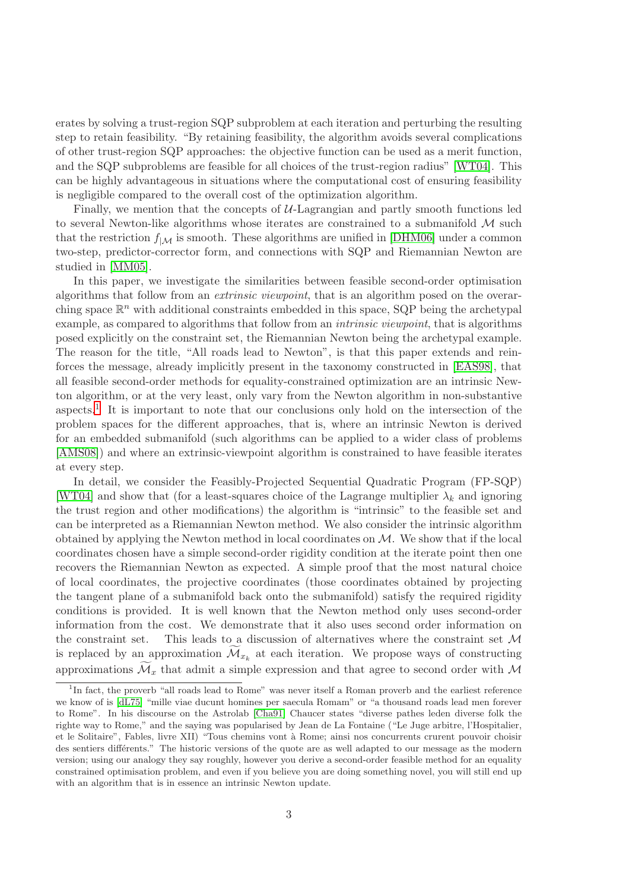erates by solving a trust-region SQP subproblem at each iteration and perturbing the resulting step to retain feasibility. "By retaining feasibility, the algorithm avoids several complications of other trust-region SQP approaches: the objective function can be used as a merit function, and the SQP subproblems are feasible for all choices of the trust-region radius" [WT04]. This can be highly advantageous in situations where the computational cost of ensuring feasibility is negligible compared to the overall cost of the optimization algorithm.

Finally, we mention that the concepts of $\mathcal{U}$-Lagrangian and partly smooth functions led to several Newton-like algorithms whose iterates are constrained to a submanifold $\mathcal{M}$ such that the restriction $f_{|\mathcal{M}}$ is smooth. These algorithms are unified in [DHM06] under a common two-step, predictor-corrector form, and connections with SQP and Riemannian Newton are studied in [MM05].

In this paper, we investigate the similarities between feasible second-order optimisation algorithms that follow from an *extrinsic viewpoint*, that is an algorithm posed on the overarching space $\mathbb{R}^n$ with additional constraints embedded in this space, SQP being the archetypal example, as compared to algorithms that follow from an *intrinsic viewpoint*, that is algorithms posed explicitly on the constraint set, the Riemannian Newton being the archetypal example. The reason for the title, "All roads lead to Newton", is that this paper extends and reinforces the message, already implicitly present in the taxonomy constructed in [EAS98], that all feasible second-order methods for equality-constrained optimization are an intrinsic Newton algorithm, or at the very least, only vary from the Newton algorithm in non-substantive aspects.[1] It is important to note that our conclusions only hold on the intersection of the problem spaces for the different approaches, that is, where an intrinsic Newton is derived for an embedded submanifold (such algorithms can be applied to a wider class of problems [AMS08]) and where an extrinsic-viewpoint algorithm is constrained to have feasible iterates at every step.

In detail, we consider the Feasibly-Projected Sequential Quadratic Program (FP-SQP) [WT04] and show that (for a least-squares choice of the Lagrange multiplier $\lambda_k$ and ignoring the trust region and other modifications) the algorithm is "intrinsic" to the feasible set and can be interpreted as a Riemannian Newton method. We also consider the intrinsic algorithm obtained by applying the Newton method in local coordinates on $\mathcal{M}$. We show that if the local coordinates chosen have a simple second-order rigidity condition at the iterate point then one recovers the Riemannian Newton as expected. A simple proof that the most natural choice of local coordinates, the projective coordinates (those coordinates obtained by projecting the tangent plane of a submanifold back onto the submanifold) satisfy the required rigidity conditions is provided. It is well known that the Newton method only uses second-order information from the cost. We demonstrate that it also uses second order information on the constraint set. This leads to a discussion of alternatives where the constraint set $\mathcal{M}$ is replaced by an approximation $\widetilde{\mathcal{M}}_{x_k}$ at each iteration. We propose ways of constructing approximations $\widetilde{\mathcal{M}}_x$ that admit a simple expression and that agree to second order with $\mathcal{M}$

[1] In fact, the proverb "all roads lead to Rome" was never itself a Roman proverb and the earliest reference we know of is [dL75] "mille viae ducunt homines per saecula Romam" or "a thousand roads lead men forever to Rome". In his discourse on the Astrolab [Cha91] Chaucer states "diverse pathes leden diverse folk the righte way to Rome," and the saying was popularised by Jean de La Fontaine ("Le Juge arbitre, l'Hospitalier, et le Solitaire", Fables, livre XII) "Tous chemins vont à Rome; ainsi nos concurrents crurent pouvoir choisir des sentiers différents." The historic versions of the quote are as well adapted to our message as the modern version; using our analogy they say roughly, however you derive a second-order feasible method for an equality constrained optimisation problem, and even if you believe you are doing something novel, you will still end up with an algorithm that is in essence an intrinsic Newton update.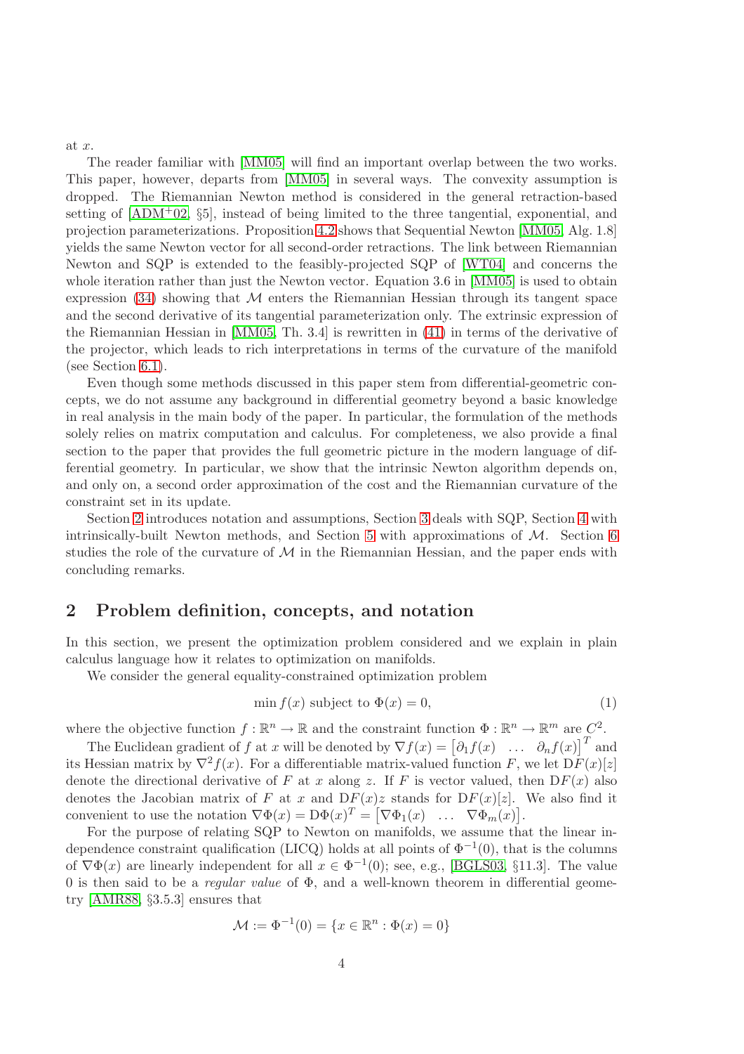at $x$.

The reader familiar with [MM05] will find an important overlap between the two works. This paper, however, departs from [MM05] in several ways. The convexity assumption is dropped. The Riemannian Newton method is considered in the general retraction-based setting of [ADM+02, §5], instead of being limited to the three tangential, exponential, and projection parameterizations. Proposition 4.2 shows that Sequential Newton [MM05, Alg. 1.8] yields the same Newton vector for all second-order retractions. The link between Riemannian Newton and SQP is extended to the feasibly-projected SQP of [WT04] and concerns the whole iteration rather than just the Newton vector. Equation 3.6 in [MM05] is used to obtain expression (34) showing that $\mathcal{M}$ enters the Riemannian Hessian through its tangent space and the second derivative of its tangential parameterization only. The extrinsic expression of the Riemannian Hessian in [MM05, Th. 3.4] is rewritten in (41) in terms of the derivative of the projector, which leads to rich interpretations in terms of the curvature of the manifold (see Section 6.1).

Even though some methods discussed in this paper stem from differential-geometric concepts, we do not assume any background in differential geometry beyond a basic knowledge in real analysis in the main body of the paper. In particular, the formulation of the methods solely relies on matrix computation and calculus. For completeness, we also provide a final section to the paper that provides the full geometric picture in the modern language of differential geometry. In particular, we show that the intrinsic Newton algorithm depends on, and only on, a second order approximation of the cost and the Riemannian curvature of the constraint set in its update.

Section 2 introduces notation and assumptions, Section 3 deals with SQP, Section 4 with intrinsically-built Newton methods, and Section 5 with approximations of $\mathcal{M}$. Section 6 studies the role of the curvature of $\mathcal{M}$ in the Riemannian Hessian, and the paper ends with concluding remarks.

## 2 Problem definition, concepts, and notation

In this section, we present the optimization problem considered and we explain in plain calculus language how it relates to optimization on manifolds.

We consider the general equality-constrained optimization problem

$$\min f(x) \text{ subject to } \Phi(x) = 0, \tag{1}$$

where the objective function $f : \mathbb{R}^n \to \mathbb{R}$ and the constraint function $\Phi : \mathbb{R}^n \to \mathbb{R}^m$ are $C^2$.

The Euclidean gradient of $f$ at $x$ will be denoted by $\nabla f(x) = \begin{bmatrix} \partial_1 f(x) & \dots & \partial_n f(x) \end{bmatrix}^T$ and its Hessian matrix by $\nabla^2 f(x)$. For a differentiable matrix-valued function $F$, we let $\mathrm{D}F(x)[z]$ denote the directional derivative of $F$ at $x$ along $z$. If $F$ is vector valued, then $\mathrm{D}F(x)$ also denotes the Jacobian matrix of $F$ at $x$ and $\mathrm{D}F(x)z$ stands for $\mathrm{D}F(x)[z]$. We also find it convenient to use the notation $\nabla\Phi(x) = \mathrm{D}\Phi(x)^T = \begin{bmatrix} \nabla\Phi_1(x) & \dots & \nabla\Phi_m(x) \end{bmatrix}$.

For the purpose of relating SQP to Newton on manifolds, we assume that the linear independence constraint qualification (LICQ) holds at all points of $\Phi^{-1}(0)$, that is the columns of $\nabla\Phi(x)$ are linearly independent for all $x \in \Phi^{-1}(0)$; see, e.g., [BGLS03, §11.3]. The value 0 is then said to be a *regular value* of $\Phi$, and a well-known theorem in differential geometry [AMR88, §3.5.3] ensures that

$$\mathcal{M} := \Phi^{-1}(0) = \{x \in \mathbb{R}^n : \Phi(x) = 0\}$$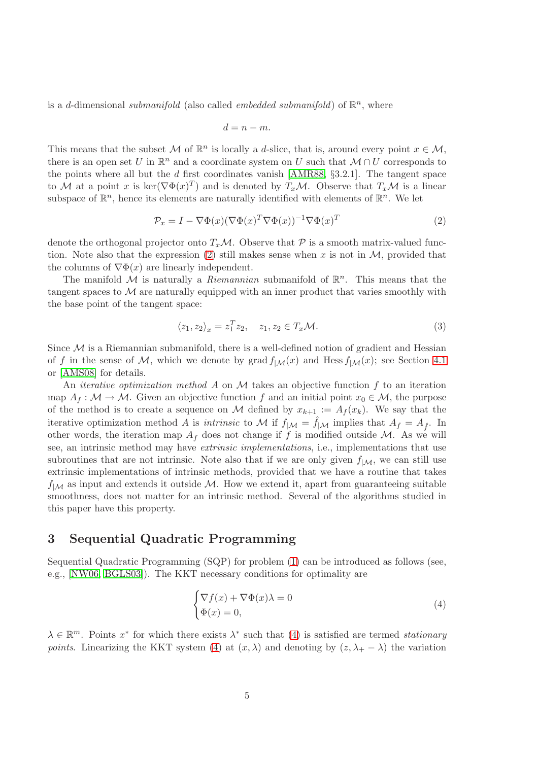is a $d$-dimensional *submanifold* (also called *embedded submanifold*) of $\mathbb{R}^n$, where

$$d = n - m.$$

This means that the subset $\mathcal{M}$ of $\mathbb{R}^n$ is locally a $d$-slice, that is, around every point $x \in \mathcal{M}$, there is an open set $U$ in $\mathbb{R}^n$ and a coordinate system on $U$ such that $\mathcal{M} \cap U$ corresponds to the points where all but the $d$ first coordinates vanish [AMR88, §3.2.1]. The tangent space to $\mathcal{M}$ at a point $x$ is $\ker(\nabla\Phi(x)^T)$ and is denoted by $T_x\mathcal{M}$. Observe that $T_x\mathcal{M}$ is a linear subspace of $\mathbb{R}^n$, hence its elements are naturally identified with elements of $\mathbb{R}^n$. We let

$$\mathcal{P}_x = I - \nabla\Phi(x)(\nabla\Phi(x)^T\nabla\Phi(x))^{-1}\nabla\Phi(x)^T \tag{2}$$

denote the orthogonal projector onto $T_x\mathcal{M}$. Observe that $\mathcal{P}$ is a smooth matrix-valued function. Note also that the expression (2) still makes sense when $x$ is not in $\mathcal{M}$, provided that the columns of $\nabla\Phi(x)$ are linearly independent.

The manifold $\mathcal{M}$ is naturally a *Riemannian* submanifold of $\mathbb{R}^n$. This means that the tangent spaces to $\mathcal{M}$ are naturally equipped with an inner product that varies smoothly with the base point of the tangent space:

$$\langle z_1, z_2 \rangle_x = z_1^T z_2, \quad z_1, z_2 \in T_x\mathcal{M}. \tag{3}$$

Since $\mathcal{M}$ is a Riemannian submanifold, there is a well-defined notion of gradient and Hessian of $f$ in the sense of $\mathcal{M}$, which we denote by $\operatorname{grad} f_{|\mathcal{M}}(x)$ and $\operatorname{Hess} f_{|\mathcal{M}}(x)$; see Section 4.1 or [AMS08] for details.

An *iterative optimization method* $A$ on $\mathcal{M}$ takes an objective function $f$ to an iteration map $A_f : \mathcal{M} \to \mathcal{M}$. Given an objective function $f$ and an initial point $x_0 \in \mathcal{M}$, the purpose of the method is to create a sequence on $\mathcal{M}$ defined by $x_{k+1} := A_f(x_k)$. We say that the iterative optimization method $A$ is *intrinsic* to $\mathcal{M}$ if $f_{|\mathcal{M}} = \hat{f}_{|\mathcal{M}}$ implies that $A_f = A_{\hat{f}}$. In other words, the iteration map $A_f$ does not change if $f$ is modified outside $\mathcal{M}$. As we will see, an intrinsic method may have *extrinsic implementations*, i.e., implementations that use subroutines that are not intrinsic. Note also that if we are only given $f_{|\mathcal{M}}$, we can still use extrinsic implementations of intrinsic methods, provided that we have a routine that takes $f_{|\mathcal{M}}$ as input and extends it outside $\mathcal{M}$. How we extend it, apart from guaranteeing suitable smoothness, does not matter for an intrinsic method. Several of the algorithms studied in this paper have this property.

## 3 Sequential Quadratic Programming

Sequential Quadratic Programming (SQP) for problem (1) can be introduced as follows (see, e.g., [NW06, BGLS03]). The KKT necessary conditions for optimality are

$$\begin{cases} \nabla f(x) + \nabla\Phi(x)\lambda = 0 \\ \Phi(x) = 0, \end{cases} \tag{4}$$

$\lambda \in \mathbb{R}^m$. Points $x^*$ for which there exists $\lambda^*$ such that (4) is satisfied are termed *stationary points*. Linearizing the KKT system (4) at $(x, \lambda)$ and denoting by $(z, \lambda_+ - \lambda)$ the variation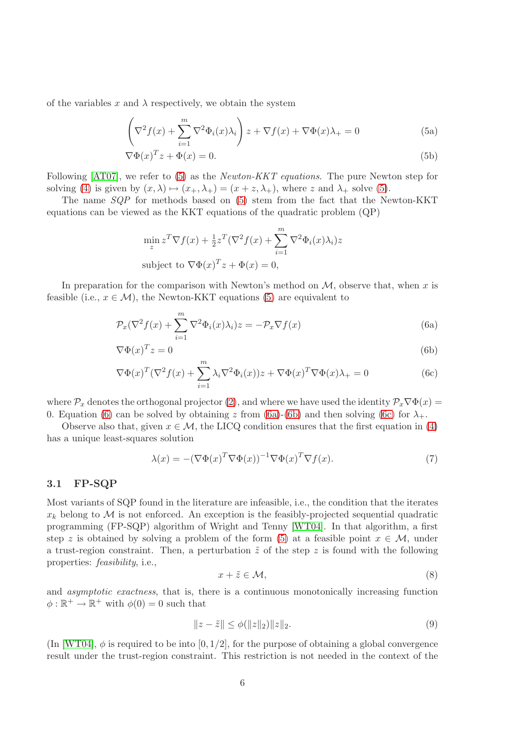of the variables $x$ and $\lambda$ respectively, we obtain the system

$$\left(\nabla^2 f(x) + \sum_{i=1}^{m} \nabla^2 \Phi_i(x)\lambda_i\right) z + \nabla f(x) + \nabla\Phi(x)\lambda_+ = 0 \tag{5a}$$

$$\nabla\Phi(x)^T z + \Phi(x) = 0. \tag{5b}$$

Following [AT07], we refer to (5) as the *Newton-KKT equations*. The pure Newton step for solving (4) is given by $(x, \lambda) \mapsto (x_+, \lambda_+) = (x + z, \lambda_+)$, where $z$ and $\lambda_+$ solve (5).

The name *SQP* for methods based on (5) stem from the fact that the Newton-KKT equations can be viewed as the KKT equations of the quadratic problem (QP)

$$\min_z z^T \nabla f(x) + \tfrac{1}{2} z^T (\nabla^2 f(x) + \sum_{i=1}^{m} \nabla^2 \Phi_i(x)\lambda_i) z$$
$$\text{subject to } \nabla\Phi(x)^T z + \Phi(x) = 0,$$

In preparation for the comparison with Newton's method on $\mathcal{M}$, observe that, when $x$ is feasible (i.e., $x \in \mathcal{M}$), the Newton-KKT equations (5) are equivalent to

$$\mathcal{P}_x(\nabla^2 f(x) + \sum_{i=1}^{m} \nabla^2 \Phi_i(x)\lambda_i) z = -\mathcal{P}_x \nabla f(x) \tag{6a}$$

$$\nabla\Phi(x)^T z = 0 \tag{6b}$$

$$\nabla\Phi(x)^T (\nabla^2 f(x) + \sum_{i=1}^{m} \lambda_i \nabla^2 \Phi_i(x)) z + \nabla\Phi(x)^T \nabla\Phi(x)\lambda_+ = 0 \tag{6c}$$

where $\mathcal{P}_x$ denotes the orthogonal projector (2), and where we have used the identity $\mathcal{P}_x \nabla\Phi(x) = 0$. Equation (6) can be solved by obtaining $z$ from (6a)-(6b) and then solving (6c) for $\lambda_+$.

Observe also that, given $x \in \mathcal{M}$, the LICQ condition ensures that the first equation in (4) has a unique least-squares solution

$$\lambda(x) = -(\nabla\Phi(x)^T \nabla\Phi(x))^{-1} \nabla\Phi(x)^T \nabla f(x). \tag{7}$$

### 3.1 FP-SQP

Most variants of SQP found in the literature are infeasible, i.e., the condition that the iterates $x_k$ belong to $\mathcal{M}$ is not enforced. An exception is the feasibly-projected sequential quadratic programming (FP-SQP) algorithm of Wright and Tenny [WT04]. In that algorithm, a first step $z$ is obtained by solving a problem of the form (5) at a feasible point $x \in \mathcal{M}$, under a trust-region constraint. Then, a perturbation $\tilde{z}$ of the step $z$ is found with the following properties: *feasibility*, i.e.,

$$x + \tilde{z} \in \mathcal{M}, \tag{8}$$

and *asymptotic exactness*, that is, there is a continuous monotonically increasing function $\phi : \mathbb{R}^+ \to \mathbb{R}^+$ with $\phi(0) = 0$ such that

$$\|z - \tilde{z}\| \leq \phi(\|z\|_2)\|z\|_2. \tag{9}$$

(In [WT04], $\phi$ is required to be into $[0, 1/2]$, for the purpose of obtaining a global convergence result under the trust-region constraint. This restriction is not needed in the context of the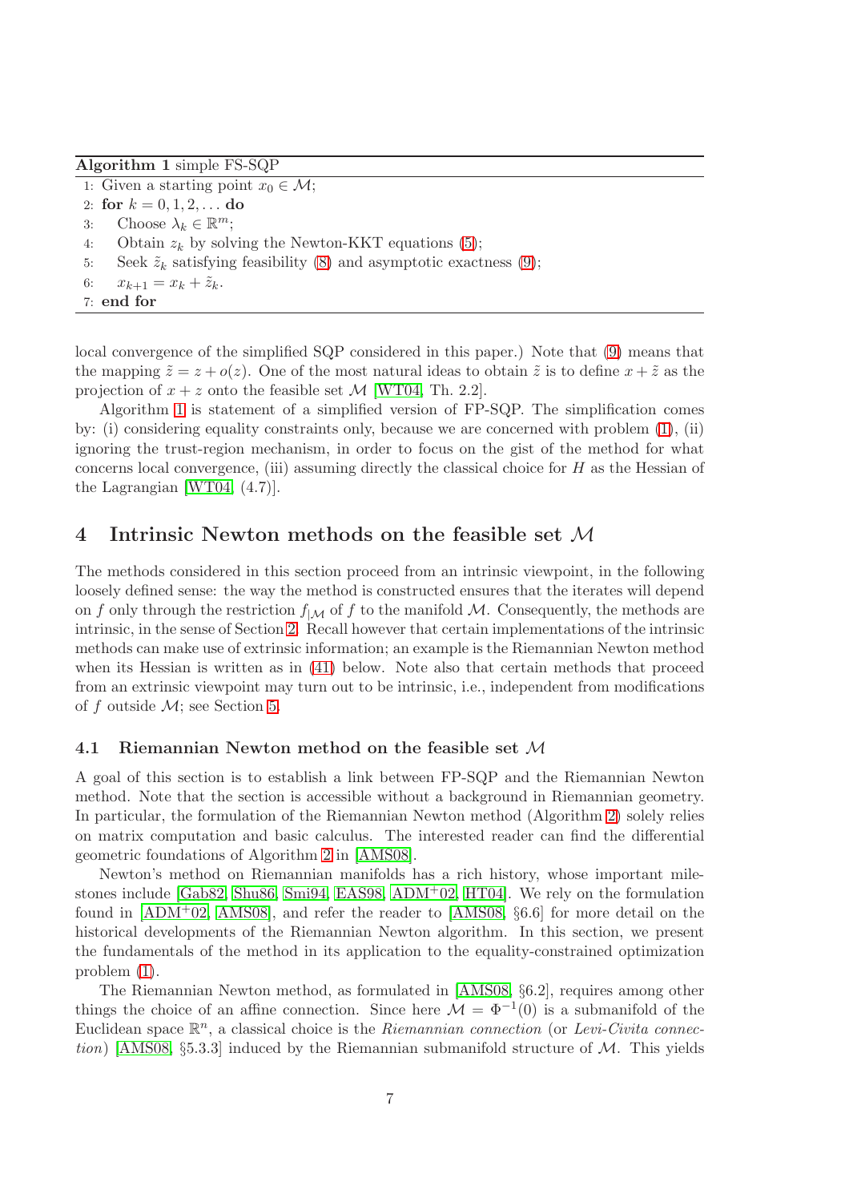**Algorithm 1** simple FS-SQP

```
1: Given a starting point x_0 ∈ M;
2: for k = 0, 1, 2, ... do
3:     Choose λ_k ∈ R^m;
4:     Obtain z_k by solving the Newton-KKT equations (5);
5:     Seek z̃_k satisfying feasibility (8) and asymptotic exactness (9);
6:     x_{k+1} = x_k + z̃_k.
7: end for
```

local convergence of the simplified SQP considered in this paper.) Note that (9) means that the mapping $\tilde{z} = z + o(z)$. One of the most natural ideas to obtain $\tilde{z}$ is to define $x + \tilde{z}$ as the projection of $x + z$ onto the feasible set $\mathcal{M}$ [WT04, Th. 2.2].

Algorithm 1 is statement of a simplified version of FP-SQP. The simplification comes by: (i) considering equality constraints only, because we are concerned with problem (1), (ii) ignoring the trust-region mechanism, in order to focus on the gist of the method for what concerns local convergence, (iii) assuming directly the classical choice for $H$ as the Hessian of the Lagrangian [WT04, (4.7)].

# 4 Intrinsic Newton methods on the feasible set $\mathcal{M}$

The methods considered in this section proceed from an intrinsic viewpoint, in the following loosely defined sense: the way the method is constructed ensures that the iterates will depend on $f$ only through the restriction $f_{|\mathcal{M}}$ of $f$ to the manifold $\mathcal{M}$. Consequently, the methods are intrinsic, in the sense of Section 2. Recall however that certain implementations of the intrinsic methods can make use of extrinsic information; an example is the Riemannian Newton method when its Hessian is written as in (41) below. Note also that certain methods that proceed from an extrinsic viewpoint may turn out to be intrinsic, i.e., independent from modifications of $f$ outside $\mathcal{M}$; see Section 5.

## 4.1 Riemannian Newton method on the feasible set $\mathcal{M}$

A goal of this section is to establish a link between FP-SQP and the Riemannian Newton method. Note that the section is accessible without a background in Riemannian geometry. In particular, the formulation of the Riemannian Newton method (Algorithm 2) solely relies on matrix computation and basic calculus. The interested reader can find the differential geometric foundations of Algorithm 2 in [AMS08].

Newton's method on Riemannian manifolds has a rich history, whose important milestones include [Gab82, Shu86, Smi94, EAS98, ADM+02, HT04]. We rely on the formulation found in [ADM+02, AMS08], and refer the reader to [AMS08, §6.6] for more detail on the historical developments of the Riemannian Newton algorithm. In this section, we present the fundamentals of the method in its application to the equality-constrained optimization problem (1).

The Riemannian Newton method, as formulated in [AMS08, §6.2], requires among other things the choice of an affine connection. Since here $\mathcal{M} = \Phi^{-1}(0)$ is a submanifold of the Euclidean space $\mathbb{R}^n$, a classical choice is the *Riemannian connection* (or *Levi-Civita connection*) [AMS08, §5.3.3] induced by the Riemannian submanifold structure of $\mathcal{M}$. This yields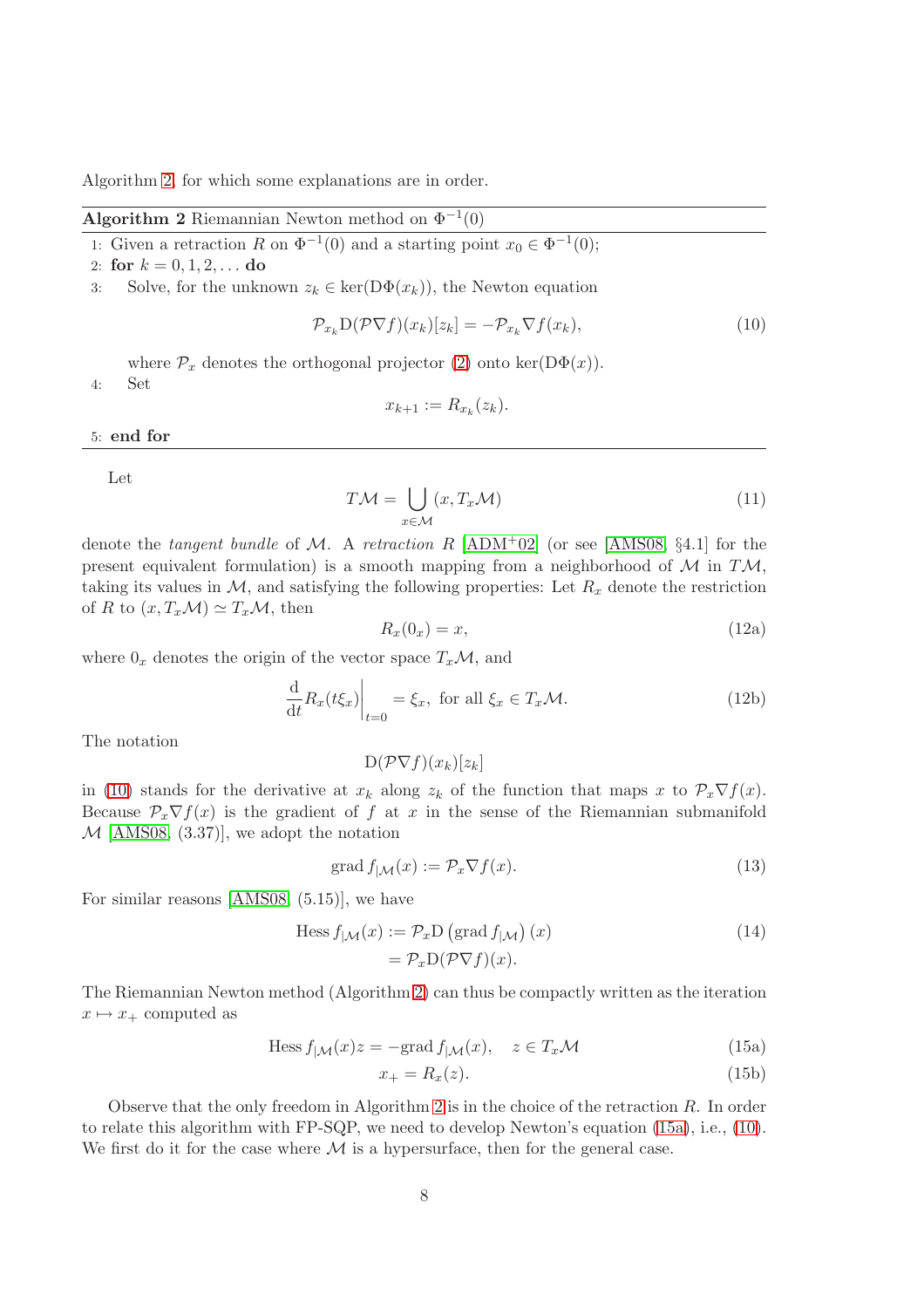Algorithm 2, for which some explanations are in order.

---

**Algorithm 2** Riemannian Newton method on $\Phi^{-1}(0)$

---

1: Given a retraction $R$ on $\Phi^{-1}(0)$ and a starting point $x_0 \in \Phi^{-1}(0)$;

2: **for** $k = 0, 1, 2, \ldots$ **do**

3: Solve, for the unknown $z_k \in \ker(\mathrm{D}\Phi(x_k))$, the Newton equation

$$\mathcal{P}_{x_k} \mathrm{D}(\mathcal{P}\nabla f)(x_k)[z_k] = -\mathcal{P}_{x_k} \nabla f(x_k), \tag{10}$$

where $\mathcal{P}_x$ denotes the orthogonal projector (2) onto $\ker(\mathrm{D}\Phi(x))$.

4: Set

$$x_{k+1} := R_{x_k}(z_k).$$

5: **end for**

---

Let

$$T\mathcal{M} = \bigcup_{x \in \mathcal{M}} (x, T_x\mathcal{M}) \tag{11}$$

denote the *tangent bundle* of $\mathcal{M}$. A *retraction* $R$ [ADM+02] (or see [AMS08, §4.1] for the present equivalent formulation) is a smooth mapping from a neighborhood of $\mathcal{M}$ in $T\mathcal{M}$, taking its values in $\mathcal{M}$, and satisfying the following properties: Let $R_x$ denote the restriction of $R$ to $(x, T_x\mathcal{M}) \simeq T_x\mathcal{M}$, then

$$R_x(0_x) = x, \tag{12a}$$

where $0_x$ denotes the origin of the vector space $T_x\mathcal{M}$, and

$$\left.\frac{\mathrm{d}}{\mathrm{d}t} R_x(t\xi_x)\right|_{t=0} = \xi_x, \text{ for all } \xi_x \in T_x\mathcal{M}. \tag{12b}$$

The notation

$$\mathrm{D}(\mathcal{P}\nabla f)(x_k)[z_k]$$

in (10) stands for the derivative at $x_k$ along $z_k$ of the function that maps $x$ to $\mathcal{P}_x \nabla f(x)$. Because $\mathcal{P}_x \nabla f(x)$ is the gradient of $f$ at $x$ in the sense of the Riemannian submanifold $\mathcal{M}$ [AMS08, (3.37)], we adopt the notation

$$\operatorname{grad} f_{|\mathcal{M}}(x) := \mathcal{P}_x \nabla f(x). \tag{13}$$

For similar reasons [AMS08, (5.15)], we have

$$\begin{aligned}\operatorname{Hess} f_{|\mathcal{M}}(x) &:= \mathcal{P}_x \mathrm{D}\left(\operatorname{grad} f_{|\mathcal{M}}\right)(x) \\ &= \mathcal{P}_x \mathrm{D}(\mathcal{P}\nabla f)(x).\end{aligned} \tag{14}$$

The Riemannian Newton method (Algorithm 2) can thus be compactly written as the iteration $x \mapsto x_+$ computed as

$$\operatorname{Hess} f_{|\mathcal{M}}(x) z = -\operatorname{grad} f_{|\mathcal{M}}(x), \quad z \in T_x\mathcal{M} \tag{15a}$$

$$x_+ = R_x(z). \tag{15b}$$

Observe that the only freedom in Algorithm 2 is in the choice of the retraction $R$. In order to relate this algorithm with FP-SQP, we need to develop Newton's equation (15a), i.e., (10). We first do it for the case where $\mathcal{M}$ is a hypersurface, then for the general case.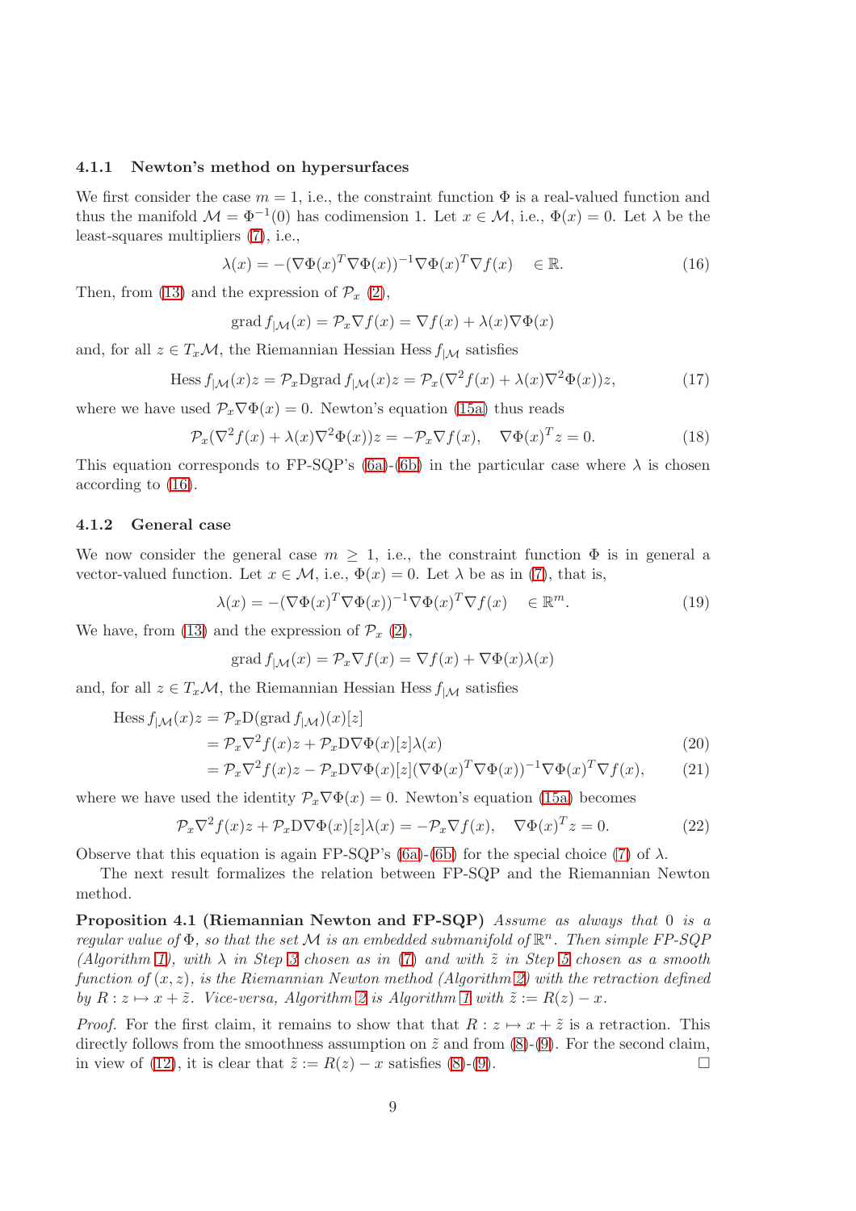### 4.1.1 Newton's method on hypersurfaces

We first consider the case $m = 1$, i.e., the constraint function $\Phi$ is a real-valued function and thus the manifold $\mathcal{M} = \Phi^{-1}(0)$ has codimension 1. Let $x \in \mathcal{M}$, i.e., $\Phi(x) = 0$. Let $\lambda$ be the least-squares multipliers (7), i.e.,

$$\lambda(x) = -(\nabla\Phi(x)^T\nabla\Phi(x))^{-1}\nabla\Phi(x)^T\nabla f(x) \quad \in \mathbb{R}. \tag{16}$$

Then, from (13) and the expression of $\mathcal{P}_x$ (2),

$$\operatorname{grad} f_{|\mathcal{M}}(x) = \mathcal{P}_x\nabla f(x) = \nabla f(x) + \lambda(x)\nabla\Phi(x)$$

and, for all $z \in T_x\mathcal{M}$, the Riemannian Hessian $\operatorname{Hess} f_{|\mathcal{M}}$ satisfies

$$\operatorname{Hess} f_{|\mathcal{M}}(x)z = \mathcal{P}_x\mathrm{D}\operatorname{grad} f_{|\mathcal{M}}(x)z = \mathcal{P}_x(\nabla^2 f(x) + \lambda(x)\nabla^2\Phi(x))z, \tag{17}$$

where we have used $\mathcal{P}_x\nabla\Phi(x) = 0$. Newton's equation (15a) thus reads

$$\mathcal{P}_x(\nabla^2 f(x) + \lambda(x)\nabla^2\Phi(x))z = -\mathcal{P}_x\nabla f(x), \quad \nabla\Phi(x)^T z = 0. \tag{18}$$

This equation corresponds to FP-SQP's (6a)-(6b) in the particular case where $\lambda$ is chosen according to (16).

### 4.1.2 General case

We now consider the general case $m \geq 1$, i.e., the constraint function $\Phi$ is in general a vector-valued function. Let $x \in \mathcal{M}$, i.e., $\Phi(x) = 0$. Let $\lambda$ be as in (7), that is,

$$\lambda(x) = -(\nabla\Phi(x)^T\nabla\Phi(x))^{-1}\nabla\Phi(x)^T\nabla f(x) \quad \in \mathbb{R}^m. \tag{19}$$

We have, from (13) and the expression of $\mathcal{P}_x$ (2),

$$\operatorname{grad} f_{|\mathcal{M}}(x) = \mathcal{P}_x\nabla f(x) = \nabla f(x) + \nabla\Phi(x)\lambda(x)$$

and, for all $z \in T_x\mathcal{M}$, the Riemannian Hessian $\operatorname{Hess} f_{|\mathcal{M}}$ satisfies

$$\begin{aligned}
\operatorname{Hess} f_{|\mathcal{M}}(x)z &= \mathcal{P}_x\mathrm{D}(\operatorname{grad} f_{|\mathcal{M}})(x)[z] \\
&= \mathcal{P}_x\nabla^2 f(x)z + \mathcal{P}_x\mathrm{D}\nabla\Phi(x)[z]\lambda(x) &(20)\\
&= \mathcal{P}_x\nabla^2 f(x)z - \mathcal{P}_x\mathrm{D}\nabla\Phi(x)[z](\nabla\Phi(x)^T\nabla\Phi(x))^{-1}\nabla\Phi(x)^T\nabla f(x), &(21)
\end{aligned}$$

where we have used the identity $\mathcal{P}_x\nabla\Phi(x) = 0$. Newton's equation (15a) becomes

$$\mathcal{P}_x\nabla^2 f(x)z + \mathcal{P}_x\mathrm{D}\nabla\Phi(x)[z]\lambda(x) = -\mathcal{P}_x\nabla f(x), \quad \nabla\Phi(x)^T z = 0. \tag{22}$$

Observe that this equation is again FP-SQP's (6a)-(6b) for the special choice (7) of $\lambda$.

The next result formalizes the relation between FP-SQP and the Riemannian Newton method.

**Proposition 4.1 (Riemannian Newton and FP-SQP)** *Assume as always that 0 is a regular value of $\Phi$, so that the set $\mathcal{M}$ is an embedded submanifold of $\mathbb{R}^n$. Then simple FP-SQP (Algorithm 1), with $\lambda$ in Step 3 chosen as in (7) and with $\tilde{z}$ in Step 5 chosen as a smooth function of $(x, z)$, is the Riemannian Newton method (Algorithm 2) with the retraction defined by $R : z \mapsto x + \tilde{z}$. Vice-versa, Algorithm 2 is Algorithm 1 with $\tilde{z} := R(z) - x$.*

*Proof.* For the first claim, it remains to show that that $R : z \mapsto x + \tilde{z}$ is a retraction. This directly follows from the smoothness assumption on $\tilde{z}$ and from (8)-(9). For the second claim, in view of (12), it is clear that $\tilde{z} := R(z) - x$ satisfies (8)-(9). $\square$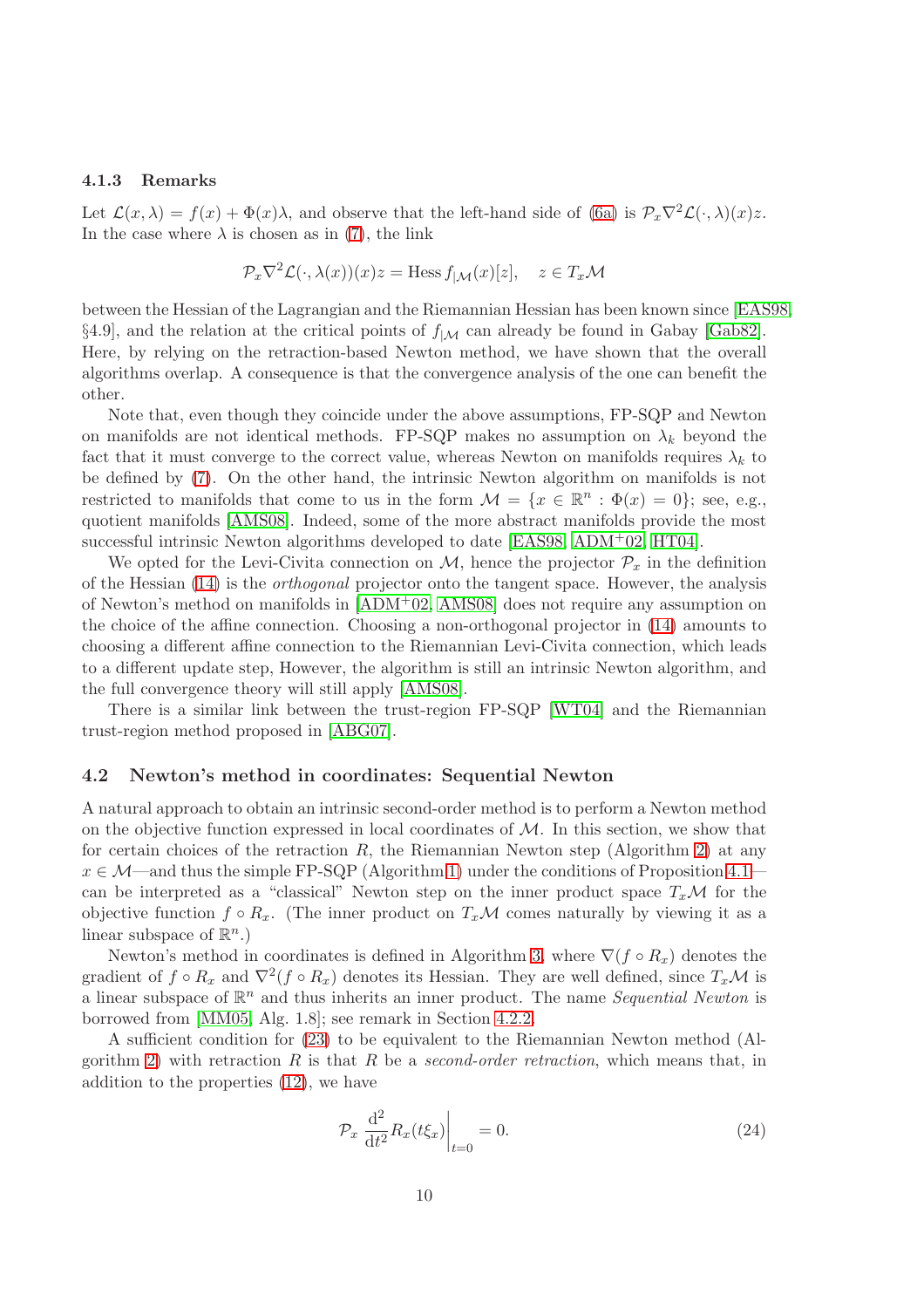### 4.1.3 Remarks

Let $\mathcal{L}(x, \lambda) = f(x) + \Phi(x)\lambda$, and observe that the left-hand side of (6a) is $\mathcal{P}_x \nabla^2 \mathcal{L}(\cdot, \lambda)(x) z$. In the case where $\lambda$ is chosen as in (7), the link

$$\mathcal{P}_x \nabla^2 \mathcal{L}(\cdot, \lambda(x))(x) z = \operatorname{Hess} f_{|\mathcal{M}}(x)[z], \quad z \in T_x\mathcal{M}$$

between the Hessian of the Lagrangian and the Riemannian Hessian has been known since [EAS98, §4.9], and the relation at the critical points of $f_{|\mathcal{M}}$ can already be found in Gabay [Gab82]. Here, by relying on the retraction-based Newton method, we have shown that the overall algorithms overlap. A consequence is that the convergence analysis of the one can benefit the other.

Note that, even though they coincide under the above assumptions, FP-SQP and Newton on manifolds are not identical methods. FP-SQP makes no assumption on $\lambda_k$ beyond the fact that it must converge to the correct value, whereas Newton on manifolds requires $\lambda_k$ to be defined by (7). On the other hand, the intrinsic Newton algorithm on manifolds is not restricted to manifolds that come to us in the form $\mathcal{M} = \{x \in \mathbb{R}^n : \Phi(x) = 0\}$; see, e.g., quotient manifolds [AMS08]. Indeed, some of the more abstract manifolds provide the most successful intrinsic Newton algorithms developed to date [EAS98, ADM+02, HT04].

We opted for the Levi-Civita connection on $\mathcal{M}$, hence the projector $\mathcal{P}_x$ in the definition of the Hessian (14) is the *orthogonal* projector onto the tangent space. However, the analysis of Newton's method on manifolds in [ADM+02, AMS08] does not require any assumption on the choice of the affine connection. Choosing a non-orthogonal projector in (14) amounts to choosing a different affine connection to the Riemannian Levi-Civita connection, which leads to a different update step, However, the algorithm is still an intrinsic Newton algorithm, and the full convergence theory will still apply [AMS08].

There is a similar link between the trust-region FP-SQP [WT04] and the Riemannian trust-region method proposed in [ABG07].

## 4.2 Newton's method in coordinates: Sequential Newton

A natural approach to obtain an intrinsic second-order method is to perform a Newton method on the objective function expressed in local coordinates of $\mathcal{M}$. In this section, we show that for certain choices of the retraction $R$, the Riemannian Newton step (Algorithm 2) at any $x \in \mathcal{M}$—and thus the simple FP-SQP (Algorithm 1) under the conditions of Proposition 4.1—can be interpreted as a "classical" Newton step on the inner product space $T_x\mathcal{M}$ for the objective function $f \circ R_x$. (The inner product on $T_x\mathcal{M}$ comes naturally by viewing it as a linear subspace of $\mathbb{R}^n$.)

Newton's method in coordinates is defined in Algorithm 3, where $\nabla(f \circ R_x)$ denotes the gradient of $f \circ R_x$ and $\nabla^2(f \circ R_x)$ denotes its Hessian. They are well defined, since $T_x\mathcal{M}$ is a linear subspace of $\mathbb{R}^n$ and thus inherits an inner product. The name *Sequential Newton* is borrowed from [MM05, Alg. 1.8]; see remark in Section 4.2.2.

A sufficient condition for (23) to be equivalent to the Riemannian Newton method (Algorithm 2) with retraction $R$ is that $R$ be a *second-order retraction*, which means that, in addition to the properties (12), we have

$$\mathcal{P}_x \left. \frac{\mathrm{d}^2}{\mathrm{d}t^2} R_x(t\xi_x) \right|_{t=0} = 0. \tag{24}$$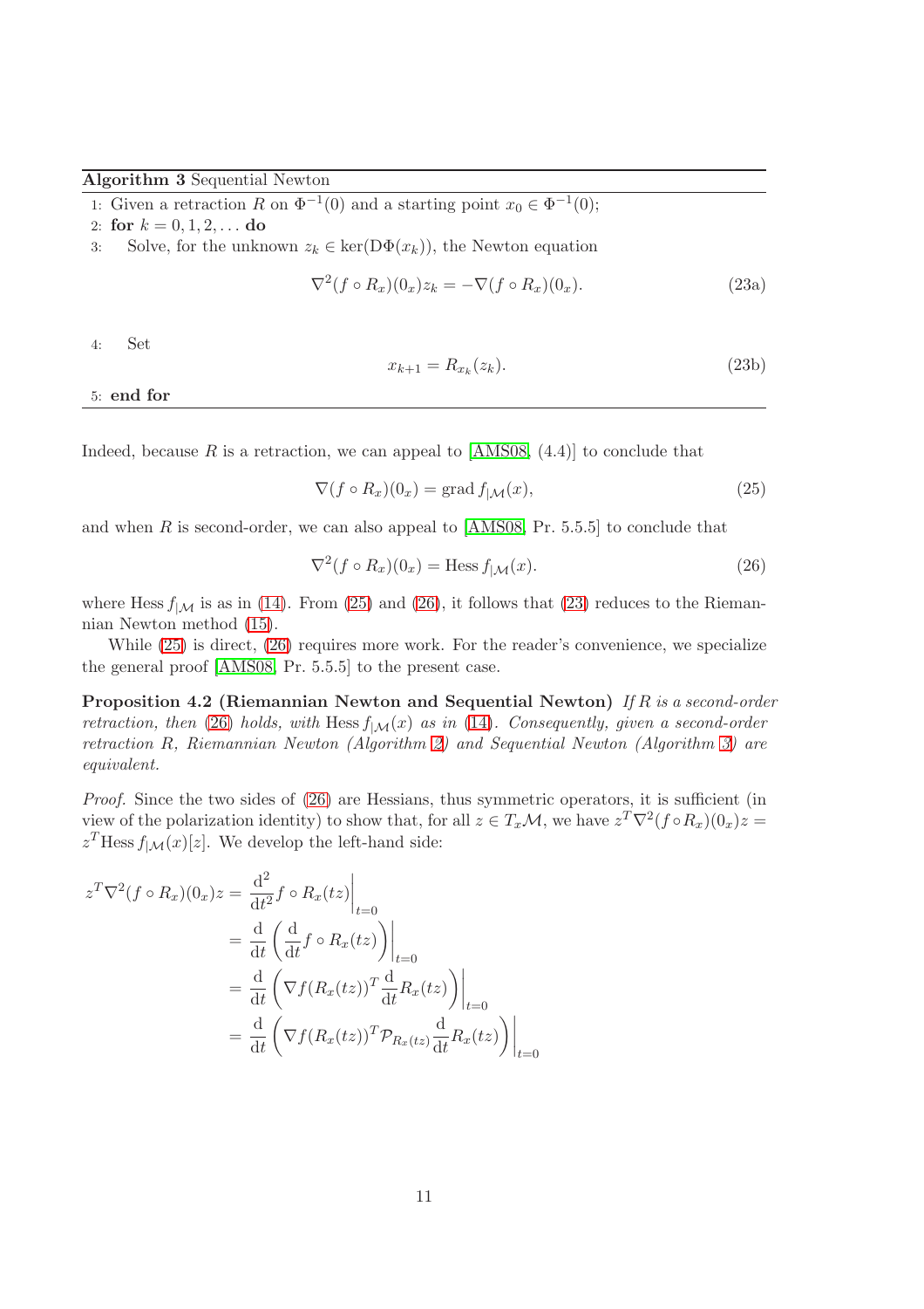---

**Algorithm 3** Sequential Newton

---

1: Given a retraction $R$ on $\Phi^{-1}(0)$ and a starting point $x_0 \in \Phi^{-1}(0)$;

2: **for** $k = 0, 1, 2, \ldots$ **do**

3: Solve, for the unknown $z_k \in \ker(\mathrm{D}\Phi(x_k))$, the Newton equation

$$\nabla^2(f \circ R_x)(0_x) z_k = -\nabla(f \circ R_x)(0_x). \tag{23a}$$

4: Set

$$x_{k+1} = R_{x_k}(z_k). \tag{23b}$$

5: **end for**

---

Indeed, because $R$ is a retraction, we can appeal to [AMS08, (4.4)] to conclude that

$$\nabla(f \circ R_x)(0_x) = \operatorname{grad} f_{|\mathcal{M}}(x), \tag{25}$$

and when $R$ is second-order, we can also appeal to [AMS08, Pr. 5.5.5] to conclude that

$$\nabla^2(f \circ R_x)(0_x) = \operatorname{Hess} f_{|\mathcal{M}}(x). \tag{26}$$

where $\operatorname{Hess} f_{|\mathcal{M}}$ is as in (14). From (25) and (26), it follows that (23) reduces to the Riemannian Newton method (15).

While (25) is direct, (26) requires more work. For the reader's convenience, we specialize the general proof [AMS08, Pr. 5.5.5] to the present case.

**Proposition 4.2 (Riemannian Newton and Sequential Newton)** *If $R$ is a second-order retraction, then (26) holds, with $\operatorname{Hess} f_{|\mathcal{M}}(x)$ as in (14). Consequently, given a second-order retraction $R$, Riemannian Newton (Algorithm 2) and Sequential Newton (Algorithm 3) are equivalent.*

*Proof.* Since the two sides of (26) are Hessians, thus symmetric operators, it is sufficient (in view of the polarization identity) to show that, for all $z \in T_x\mathcal{M}$, we have $z^T \nabla^2(f \circ R_x)(0_x) z = z^T \operatorname{Hess} f_{|\mathcal{M}}(x)[z]$. We develop the left-hand side:

$$\begin{aligned}
z^T \nabla^2(f \circ R_x)(0_x) z &= \left.\frac{\mathrm{d}^2}{\mathrm{d}t^2} f \circ R_x(tz)\right|_{t=0} \\
&= \left.\frac{\mathrm{d}}{\mathrm{d}t}\left(\frac{\mathrm{d}}{\mathrm{d}t} f \circ R_x(tz)\right)\right|_{t=0} \\
&= \left.\frac{\mathrm{d}}{\mathrm{d}t}\left(\nabla f(R_x(tz))^T \frac{\mathrm{d}}{\mathrm{d}t} R_x(tz)\right)\right|_{t=0} \\
&= \left.\frac{\mathrm{d}}{\mathrm{d}t}\left(\nabla f(R_x(tz))^T \mathcal{P}_{R_x(tz)} \frac{\mathrm{d}}{\mathrm{d}t} R_x(tz)\right)\right|_{t=0}
\end{aligned}$$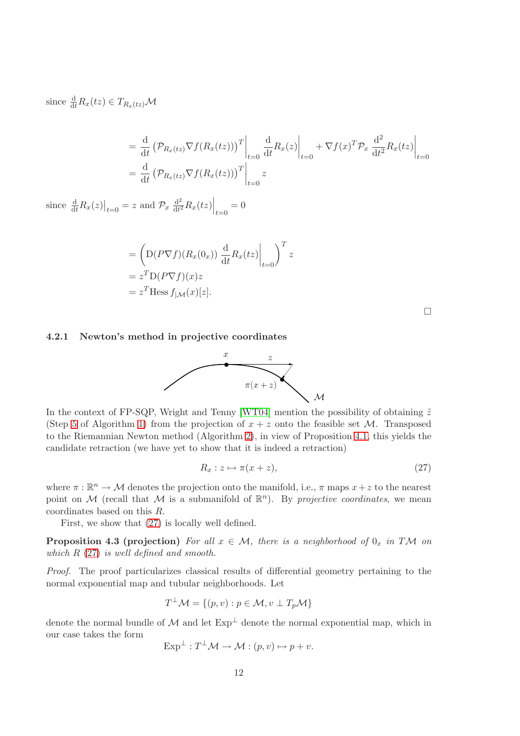since $\frac{\mathrm{d}}{\mathrm{d}t} R_x(tz) \in T_{R_x(tz)}\mathcal{M}$

$$
\begin{aligned}
&= \frac{\mathrm{d}}{\mathrm{d}t} \left( \mathcal{P}_{R_x(tz)} \nabla f(R_x(tz)) \right)^T \bigg|_{t=0} \frac{\mathrm{d}}{\mathrm{d}t} R_x(z) \bigg|_{t=0} + \nabla f(x)^T \mathcal{P}_x \frac{\mathrm{d}^2}{\mathrm{d}t^2} R_x(tz) \bigg|_{t=0} \\
&= \frac{\mathrm{d}}{\mathrm{d}t} \left( \mathcal{P}_{R_x(tz)} \nabla f(R_x(tz)) \right)^T \bigg|_{t=0} z
\end{aligned}
$$

since $\frac{\mathrm{d}}{\mathrm{d}t} R_x(z)\big|_{t=0} = z$ and $\mathcal{P}_x \frac{\mathrm{d}^2}{\mathrm{d}t^2} R_x(tz)\Big|_{t=0} = 0$

$$
\begin{aligned}
&= \left( \mathrm{D}(P\nabla f)(R_x(0_x)) \frac{\mathrm{d}}{\mathrm{d}t} R_x(tz) \bigg|_{t=0} \right)^T z \\
&= z^T \mathrm{D}(P\nabla f)(x) z \\
&= z^T \operatorname{Hess} f_{|\mathcal{M}}(x)[z].
\end{aligned}
$$

□

#### 4.2.1 Newton's method in projective coordinates

In the context of FP-SQP, Wright and Tenny [WT04] mention the possibility of obtaining $\tilde{z}$ (Step 5 of Algorithm 1) from the projection of $x + z$ onto the feasible set $\mathcal{M}$. Transposed to the Riemannian Newton method (Algorithm 2), in view of Proposition 4.1, this yields the candidate retraction (we have yet to show that it is indeed a retraction)

$$
R_x : z \mapsto \pi(x + z), \tag{27}
$$

where $\pi : \mathbb{R}^n \to \mathcal{M}$ denotes the projection onto the manifold, i.e., $\pi$ maps $x + z$ to the nearest point on $\mathcal{M}$ (recall that $\mathcal{M}$ is a submanifold of $\mathbb{R}^n$). By *projective coordinates*, we mean coordinates based on this $R$.

First, we show that (27) is locally well defined.

**Proposition 4.3 (projection)** *For all $x \in \mathcal{M}$, there is a neighborhood of $0_x$ in $T\mathcal{M}$ on which $R$ (27) is well defined and smooth.*

*Proof.* The proof particularizes classical results of differential geometry pertaining to the normal exponential map and tubular neighborhoods. Let

$$
T^{\perp}\mathcal{M} = \{(p, v) : p \in \mathcal{M}, v \perp T_p\mathcal{M}\}
$$

denote the normal bundle of $\mathcal{M}$ and let $\mathrm{Exp}^{\perp}$ denote the normal exponential map, which in our case takes the form

$$
\mathrm{Exp}^{\perp} : T^{\perp}\mathcal{M} \to \mathcal{M} : (p, v) \mapsto p + v.
$$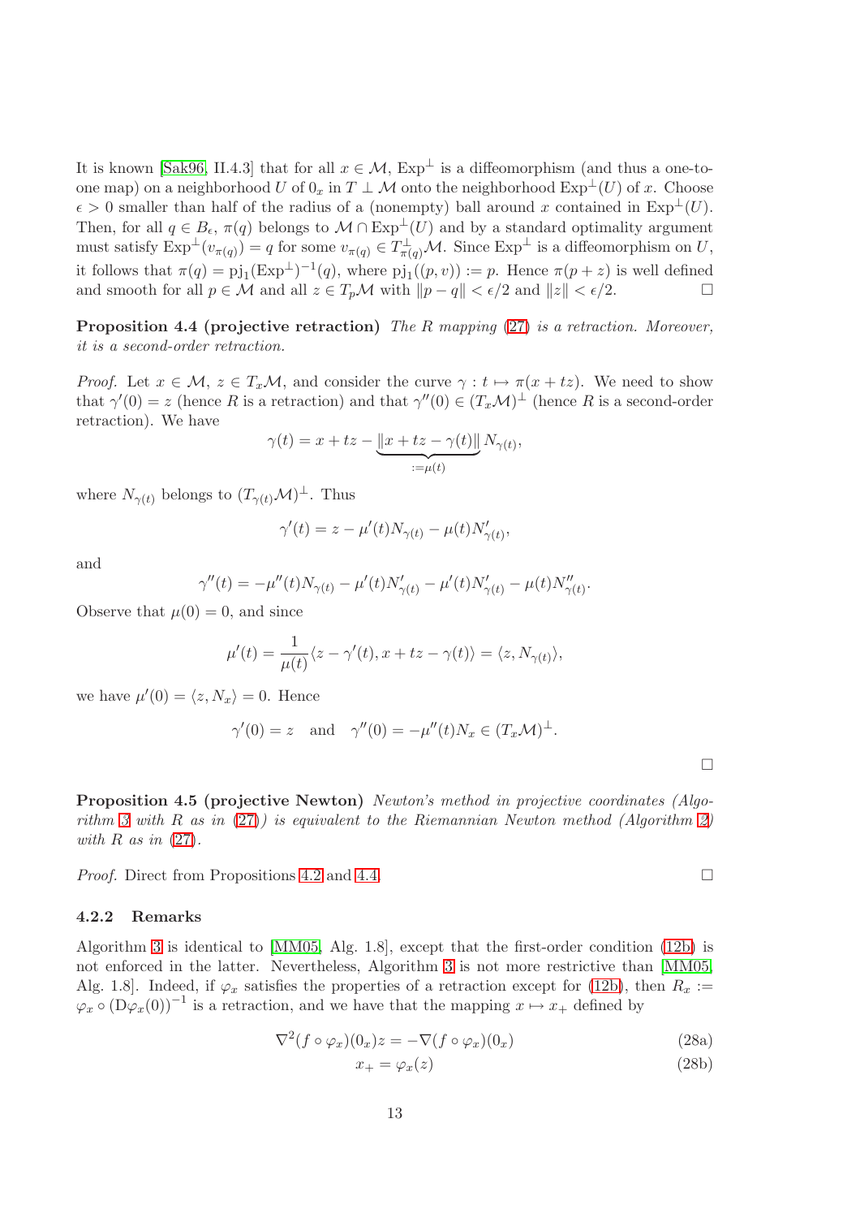It is known [Sak96, II.4.3] that for all $x \in \mathcal{M}$, $\mathrm{Exp}^\perp$ is a diffeomorphism (and thus a one-to-one map) on a neighborhood $U$ of $0_x$ in $T \perp \mathcal{M}$ onto the neighborhood $\mathrm{Exp}^\perp(U)$ of $x$. Choose $\epsilon > 0$ smaller than half of the radius of a (nonempty) ball around $x$ contained in $\mathrm{Exp}^\perp(U)$. Then, for all $q \in B_\epsilon$, $\pi(q)$ belongs to $\mathcal{M} \cap \mathrm{Exp}^\perp(U)$ and by a standard optimality argument must satisfy $\mathrm{Exp}^\perp(v_{\pi(q)}) = q$ for some $v_{\pi(q)} \in T^\perp_{\pi(q)}\mathcal{M}$. Since $\mathrm{Exp}^\perp$ is a diffeomorphism on $U$, it follows that $\pi(q) = \mathrm{pj}_1(\mathrm{Exp}^\perp)^{-1}(q)$, where $\mathrm{pj}_1((p,v)) := p$. Hence $\pi(p+z)$ is well defined and smooth for all $p \in \mathcal{M}$ and all $z \in T_p\mathcal{M}$ with $\|p - q\| < \epsilon/2$ and $\|z\| < \epsilon/2$. □

**Proposition 4.4 (projective retraction)** *The $R$ mapping (27) is a retraction. Moreover, it is a second-order retraction.*

*Proof.* Let $x \in \mathcal{M}$, $z \in T_x\mathcal{M}$, and consider the curve $\gamma : t \mapsto \pi(x + tz)$. We need to show that $\gamma'(0) = z$ (hence $R$ is a retraction) and that $\gamma''(0) \in (T_x\mathcal{M})^\perp$ (hence $R$ is a second-order retraction). We have

$$\gamma(t) = x + tz - \underbrace{\|x + tz - \gamma(t)\|}_{:=\mu(t)} N_{\gamma(t)},$$

where $N_{\gamma(t)}$ belongs to $(T_{\gamma(t)}\mathcal{M})^\perp$. Thus

$$\gamma'(t) = z - \mu'(t)N_{\gamma(t)} - \mu(t)N'_{\gamma(t)},$$

and

$$\gamma''(t) = -\mu''(t)N_{\gamma(t)} - \mu'(t)N'_{\gamma(t)} - \mu'(t)N'_{\gamma(t)} - \mu(t)N''_{\gamma(t)}.$$

Observe that $\mu(0) = 0$, and since

$$\mu'(t) = \frac{1}{\mu(t)}\langle z - \gamma'(t), x + tz - \gamma(t)\rangle = \langle z, N_{\gamma(t)}\rangle,$$

we have $\mu'(0) = \langle z, N_x\rangle = 0$. Hence

$$\gamma'(0) = z \quad \text{and} \quad \gamma''(0) = -\mu''(t)N_x \in (T_x\mathcal{M})^\perp.$$

□

**Proposition 4.5 (projective Newton)** *Newton's method in projective coordinates (Algorithm 3 with $R$ as in (27)) is equivalent to the Riemannian Newton method (Algorithm 2) with $R$ as in (27).*

*Proof.* Direct from Propositions 4.2 and 4.4. □

### 4.2.2 Remarks

Algorithm 3 is identical to [MM05, Alg. 1.8], except that the first-order condition (12b) is not enforced in the latter. Nevertheless, Algorithm 3 is not more restrictive than [MM05, Alg. 1.8]. Indeed, if $\varphi_x$ satisfies the properties of a retraction except for (12b), then $R_x := \varphi_x \circ (\mathrm{D}\varphi_x(0))^{-1}$ is a retraction, and we have that the mapping $x \mapsto x_+$ defined by

$$\nabla^2(f \circ \varphi_x)(0_x)z = -\nabla(f \circ \varphi_x)(0_x) \tag{28a}$$

$$x_+ = \varphi_x(z) \tag{28b}$$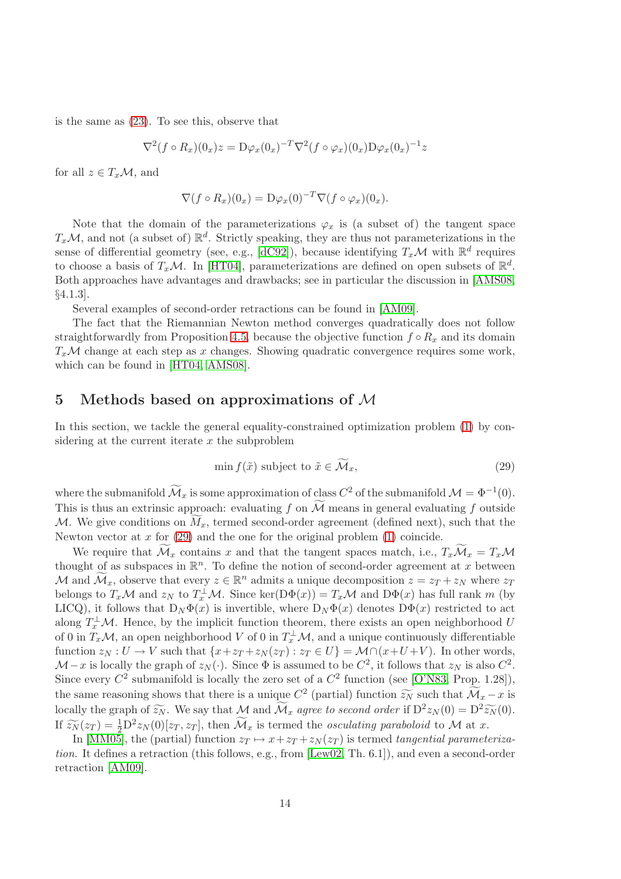is the same as (23). To see this, observe that

$$\nabla^2(f \circ R_x)(0_x)z = \mathrm{D}\varphi_x(0_x)^{-T}\nabla^2(f \circ \varphi_x)(0_x)\mathrm{D}\varphi_x(0_x)^{-1}z$$

for all $z \in T_x\mathcal{M}$, and

$$\nabla(f \circ R_x)(0_x) = \mathrm{D}\varphi_x(0)^{-T}\nabla(f \circ \varphi_x)(0_x).$$

Note that the domain of the parameterizations $\varphi_x$ is (a subset of) the tangent space $T_x\mathcal{M}$, and not (a subset of) $\mathbb{R}^d$. Strictly speaking, they are thus not parameterizations in the sense of differential geometry (see, e.g., [dC92]), because identifying $T_x\mathcal{M}$ with $\mathbb{R}^d$ requires to choose a basis of $T_x\mathcal{M}$. In [HT04], parameterizations are defined on open subsets of $\mathbb{R}^d$. Both approaches have advantages and drawbacks; see in particular the discussion in [AMS08, §4.1.3].

Several examples of second-order retractions can be found in [AM09].

The fact that the Riemannian Newton method converges quadratically does not follow straightforwardly from Proposition 4.5, because the objective function $f \circ R_x$ and its domain $T_x\mathcal{M}$ change at each step as $x$ changes. Showing quadratic convergence requires some work, which can be found in [HT04, AMS08].

# 5 Methods based on approximations of $\mathcal{M}$

In this section, we tackle the general equality-constrained optimization problem (1) by considering at the current iterate $x$ the subproblem

$$\min f(\tilde{x}) \text{ subject to } \tilde{x} \in \widetilde{\mathcal{M}}_x, \tag{29}$$

where the submanifold $\widetilde{\mathcal{M}}_x$ is some approximation of class $C^2$ of the submanifold $\mathcal{M} = \Phi^{-1}(0)$. This is thus an extrinsic approach: evaluating $f$ on $\widetilde{\mathcal{M}}$ means in general evaluating $f$ outside $\mathcal{M}$. We give conditions on $\widetilde{\mathcal{M}}_x$, termed second-order agreement (defined next), such that the Newton vector at $x$ for (29) and the one for the original problem (1) coincide.

We require that $\widetilde{\mathcal{M}}_x$ contains $x$ and that the tangent spaces match, i.e., $T_x\widetilde{\mathcal{M}}_x = T_x\mathcal{M}$ thought of as subspaces in $\mathbb{R}^n$. To define the notion of second-order agreement at $x$ between $\mathcal{M}$ and $\widetilde{\mathcal{M}}_x$, observe that every $z \in \mathbb{R}^n$ admits a unique decomposition $z = z_T + z_N$ where $z_T$ belongs to $T_x\mathcal{M}$ and $z_N$ to $T_x^\perp\mathcal{M}$. Since $\ker(\mathrm{D}\Phi(x)) = T_x\mathcal{M}$ and $\mathrm{D}\Phi(x)$ has full rank $m$ (by LICQ), it follows that $\mathrm{D}_N\Phi(x)$ is invertible, where $\mathrm{D}_N\Phi(x)$ denotes $\mathrm{D}\Phi(x)$ restricted to act along $T_x^\perp\mathcal{M}$. Hence, by the implicit function theorem, there exists an open neighborhood $U$ of 0 in $T_x\mathcal{M}$, an open neighborhood $V$ of 0 in $T_x^\perp\mathcal{M}$, and a unique continuously differentiable function $z_N : U \to V$ such that $\{x + z_T + z_N(z_T) : z_T \in U\} = \mathcal{M} \cap (x + U + V)$. In other words, $\mathcal{M} - x$ is locally the graph of $z_N(\cdot)$. Since $\Phi$ is assumed to be $C^2$, it follows that $z_N$ is also $C^2$. Since every $C^2$ submanifold is locally the zero set of a $C^2$ function (see [O'N83, Prop. 1.28]), the same reasoning shows that there is a unique $C^2$ (partial) function $\widetilde{z_N}$ such that $\widetilde{\mathcal{M}}_x - x$ is locally the graph of $\widetilde{z_N}$. We say that $\mathcal{M}$ and $\widetilde{\mathcal{M}}_x$ *agree to second order* if $\mathrm{D}^2 z_N(0) = \mathrm{D}^2\widetilde{z_N}(0)$. If $\widetilde{z_N}(z_T) = \frac{1}{2}\mathrm{D}^2 z_N(0)[z_T, z_T]$, then $\widetilde{\mathcal{M}}_x$ is termed the *osculating paraboloid* to $\mathcal{M}$ at $x$.

In [MM05], the (partial) function $z_T \mapsto x + z_T + z_N(z_T)$ is termed *tangential parameterization*. It defines a retraction (this follows, e.g., from [Lew02, Th. 6.1]), and even a second-order retraction [AM09].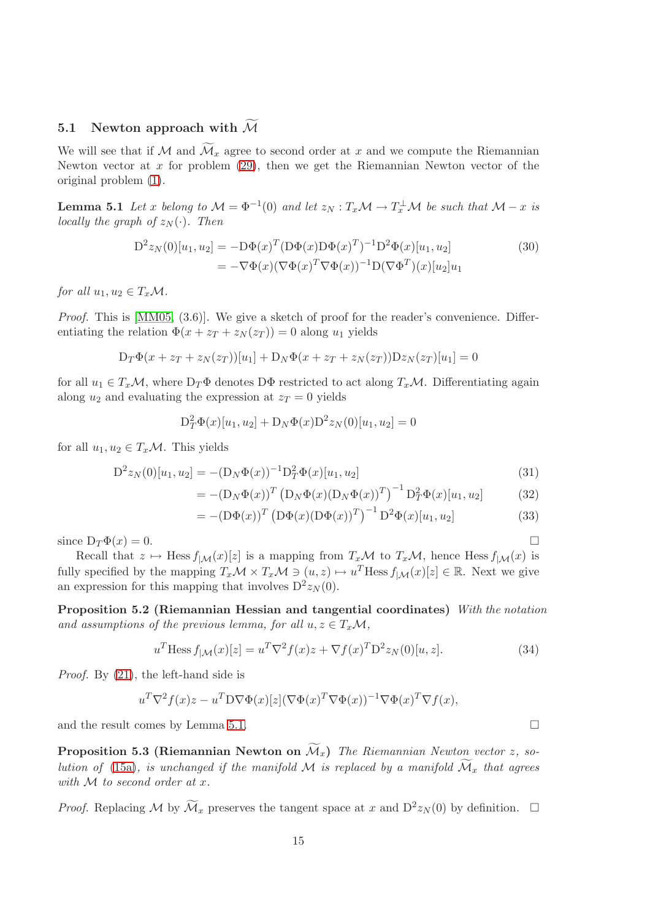### 5.1 Newton approach with $\widetilde{\mathcal{M}}$

We will see that if $\mathcal{M}$ and $\widetilde{\mathcal{M}}_x$ agree to second order at $x$ and we compute the Riemannian Newton vector at $x$ for problem (29), then we get the Riemannian Newton vector of the original problem (1).

**Lemma 5.1** *Let $x$ belong to $\mathcal{M} = \Phi^{-1}(0)$ and let $z_N : T_x\mathcal{M} \to T_x^\perp\mathcal{M}$ be such that $\mathcal{M} - x$ is locally the graph of $z_N(\cdot)$. Then*

$$\begin{aligned} \mathrm{D}^2 z_N(0)[u_1, u_2] &= -\mathrm{D}\Phi(x)^T (\mathrm{D}\Phi(x)\mathrm{D}\Phi(x)^T)^{-1} \mathrm{D}^2\Phi(x)[u_1, u_2] \\ &= -\nabla\Phi(x)(\nabla\Phi(x)^T \nabla\Phi(x))^{-1} \mathrm{D}(\nabla\Phi^T)(x)[u_2]u_1 \end{aligned} \tag{30}$$

*for all $u_1, u_2 \in T_x\mathcal{M}$.*

*Proof.* This is [MM05, (3.6)]. We give a sketch of proof for the reader's convenience. Differentiating the relation $\Phi(x + z_T + z_N(z_T)) = 0$ along $u_1$ yields

$$\mathrm{D}_T\Phi(x + z_T + z_N(z_T))[u_1] + \mathrm{D}_N\Phi(x + z_T + z_N(z_T))\mathrm{D}z_N(z_T)[u_1] = 0$$

for all $u_1 \in T_x\mathcal{M}$, where $\mathrm{D}_T\Phi$ denotes $\mathrm{D}\Phi$ restricted to act along $T_x\mathcal{M}$. Differentiating again along $u_2$ and evaluating the expression at $z_T = 0$ yields

$$\mathrm{D}_T^2\Phi(x)[u_1, u_2] + \mathrm{D}_N\Phi(x)\mathrm{D}^2 z_N(0)[u_1, u_2] = 0$$

for all $u_1, u_2 \in T_x\mathcal{M}$. This yields

$$\mathrm{D}^2 z_N(0)[u_1, u_2] = -(\mathrm{D}_N\Phi(x))^{-1}\mathrm{D}_T^2\Phi(x)[u_1, u_2] \tag{31}$$

$$= -(\mathrm{D}_N\Phi(x))^T \left(\mathrm{D}_N\Phi(x)(\mathrm{D}_N\Phi(x))^T\right)^{-1} \mathrm{D}_T^2\Phi(x)[u_1, u_2] \tag{32}$$

$$= -(\mathrm{D}\Phi(x))^T \left(\mathrm{D}\Phi(x)(\mathrm{D}\Phi(x))^T\right)^{-1} \mathrm{D}^2\Phi(x)[u_1, u_2] \tag{33}$$

since $\mathrm{D}_T\Phi(x) = 0$. □

Recall that $z \mapsto \operatorname{Hess} f_{|\mathcal{M}}(x)[z]$ is a mapping from $T_x\mathcal{M}$ to $T_x\mathcal{M}$, hence $\operatorname{Hess} f_{|\mathcal{M}}(x)$ is fully specified by the mapping $T_x\mathcal{M} \times T_x\mathcal{M} \ni (u, z) \mapsto u^T\operatorname{Hess} f_{|\mathcal{M}}(x)[z] \in \mathbb{R}$. Next we give an expression for this mapping that involves $\mathrm{D}^2 z_N(0)$.

**Proposition 5.2 (Riemannian Hessian and tangential coordinates)** *With the notation and assumptions of the previous lemma, for all $u, z \in T_x\mathcal{M}$,*

$$u^T\operatorname{Hess} f_{|\mathcal{M}}(x)[z] = u^T\nabla^2 f(x)z + \nabla f(x)^T\mathrm{D}^2 z_N(0)[u, z]. \tag{34}$$

*Proof.* By (21), the left-hand side is

$$u^T\nabla^2 f(x)z - u^T\mathrm{D}\nabla\Phi(x)[z](\nabla\Phi(x)^T\nabla\Phi(x))^{-1}\nabla\Phi(x)^T\nabla f(x),$$

and the result comes by Lemma 5.1. □

**Proposition 5.3 (Riemannian Newton on $\widetilde{\mathcal{M}}_x$)** *The Riemannian Newton vector $z$, solution of (15a), is unchanged if the manifold $\mathcal{M}$ is replaced by a manifold $\widetilde{\mathcal{M}}_x$ that agrees with $\mathcal{M}$ to second order at $x$.*

*Proof.* Replacing $\mathcal{M}$ by $\widetilde{\mathcal{M}}_x$ preserves the tangent space at $x$ and $\mathrm{D}^2 z_N(0)$ by definition. □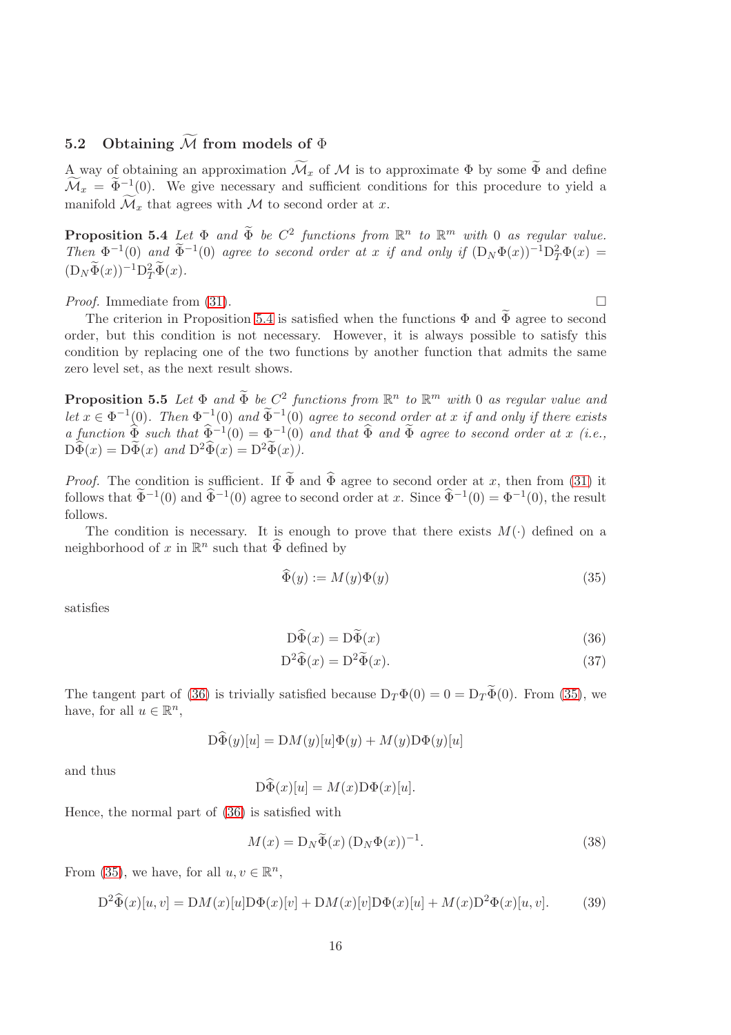## 5.2 Obtaining $\widetilde{\mathcal{M}}$ from models of $\Phi$

A way of obtaining an approximation $\widetilde{\mathcal{M}}_x$ of $\mathcal{M}$ is to approximate $\Phi$ by some $\widetilde{\Phi}$ and define $\widetilde{\mathcal{M}}_x = \widetilde{\Phi}^{-1}(0)$. We give necessary and sufficient conditions for this procedure to yield a manifold $\widetilde{\mathcal{M}}_x$ that agrees with $\mathcal{M}$ to second order at $x$.

**Proposition 5.4** *Let $\Phi$ and $\widetilde{\Phi}$ be $C^2$ functions from $\mathbb{R}^n$ to $\mathbb{R}^m$ with 0 as regular value. Then $\Phi^{-1}(0)$ and $\widetilde{\Phi}^{-1}(0)$ agree to second order at $x$ if and only if $(\mathrm{D}_N\Phi(x))^{-1}\mathrm{D}_T^2\Phi(x) = (\mathrm{D}_N\widetilde{\Phi}(x))^{-1}\mathrm{D}_T^2\widetilde{\Phi}(x)$.*

*Proof.* Immediate from (31). □

The criterion in Proposition 5.4 is satisfied when the functions $\Phi$ and $\widetilde{\Phi}$ agree to second order, but this condition is not necessary. However, it is always possible to satisfy this condition by replacing one of the two functions by another function that admits the same zero level set, as the next result shows.

**Proposition 5.5** *Let $\Phi$ and $\widetilde{\Phi}$ be $C^2$ functions from $\mathbb{R}^n$ to $\mathbb{R}^m$ with 0 as regular value and let $x \in \Phi^{-1}(0)$. Then $\Phi^{-1}(0)$ and $\widetilde{\Phi}^{-1}(0)$ agree to second order at $x$ if and only if there exists a function $\widehat{\Phi}$ such that $\widehat{\Phi}^{-1}(0) = \Phi^{-1}(0)$ and that $\widehat{\Phi}$ and $\widetilde{\Phi}$ agree to second order at $x$ (i.e., $\mathrm{D}\widehat{\Phi}(x) = \mathrm{D}\widetilde{\Phi}(x)$ and $\mathrm{D}^2\widehat{\Phi}(x) = \mathrm{D}^2\widetilde{\Phi}(x)$).*

*Proof.* The condition is sufficient. If $\widetilde{\Phi}$ and $\widehat{\Phi}$ agree to second order at $x$, then from (31) it follows that $\widetilde{\Phi}^{-1}(0)$ and $\widehat{\Phi}^{-1}(0)$ agree to second order at $x$. Since $\widehat{\Phi}^{-1}(0) = \Phi^{-1}(0)$, the result follows.

The condition is necessary. It is enough to prove that there exists $M(\cdot)$ defined on a neighborhood of $x$ in $\mathbb{R}^n$ such that $\widehat{\Phi}$ defined by

$$\widehat{\Phi}(y) := M(y)\Phi(y) \tag{35}$$

satisfies

$$\mathrm{D}\widehat{\Phi}(x) = \mathrm{D}\widetilde{\Phi}(x) \tag{36}$$

$$\mathrm{D}^2\widehat{\Phi}(x) = \mathrm{D}^2\widetilde{\Phi}(x). \tag{37}$$

The tangent part of (36) is trivially satisfied because $\mathrm{D}_T\Phi(0) = 0 = \mathrm{D}_T\widetilde{\Phi}(0)$. From (35), we have, for all $u \in \mathbb{R}^n$,

$$\mathrm{D}\widehat{\Phi}(y)[u] = \mathrm{D}M(y)[u]\Phi(y) + M(y)\mathrm{D}\Phi(y)[u]$$

and thus

$$\mathrm{D}\widehat{\Phi}(x)[u] = M(x)\mathrm{D}\Phi(x)[u].$$

Hence, the normal part of (36) is satisfied with

$$M(x) = \mathrm{D}_N\widetilde{\Phi}(x)\,(\mathrm{D}_N\Phi(x))^{-1}. \tag{38}$$

From (35), we have, for all $u, v \in \mathbb{R}^n$,

$$\mathrm{D}^2\widehat{\Phi}(x)[u,v] = \mathrm{D}M(x)[u]\mathrm{D}\Phi(x)[v] + \mathrm{D}M(x)[v]\mathrm{D}\Phi(x)[u] + M(x)\mathrm{D}^2\Phi(x)[u,v]. \tag{39}$$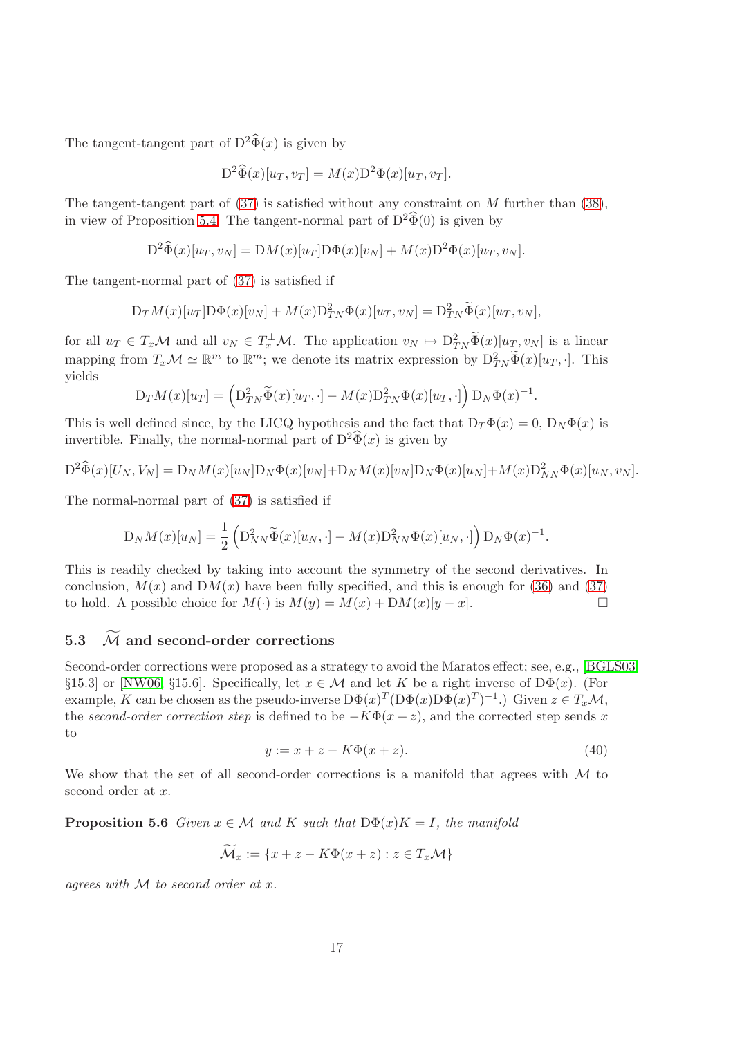The tangent-tangent part of $\mathrm{D}^2\widehat{\Phi}(x)$ is given by

$$\mathrm{D}^2\widehat{\Phi}(x)[u_T, v_T] = M(x)\mathrm{D}^2\Phi(x)[u_T, v_T].$$

The tangent-tangent part of (37) is satisfied without any constraint on $M$ further than (38), in view of Proposition 5.4. The tangent-normal part of $\mathrm{D}^2\widehat{\Phi}(0)$ is given by

$$\mathrm{D}^2\widehat{\Phi}(x)[u_T, v_N] = \mathrm{D}M(x)[u_T]\mathrm{D}\Phi(x)[v_N] + M(x)\mathrm{D}^2\Phi(x)[u_T, v_N].$$

The tangent-normal part of (37) is satisfied if

$$\mathrm{D}_T M(x)[u_T]\mathrm{D}\Phi(x)[v_N] + M(x)\mathrm{D}^2_{TN}\Phi(x)[u_T, v_N] = \mathrm{D}^2_{TN}\widetilde{\Phi}(x)[u_T, v_N],$$

for all $u_T \in T_x\mathcal{M}$ and all $v_N \in T_x^{\perp}\mathcal{M}$. The application $v_N \mapsto \mathrm{D}^2_{TN}\widetilde{\Phi}(x)[u_T, v_N]$ is a linear mapping from $T_x\mathcal{M} \simeq \mathbb{R}^m$ to $\mathbb{R}^m$; we denote its matrix expression by $\mathrm{D}^2_{TN}\widetilde{\Phi}(x)[u_T, \cdot]$. This yields

$$\mathrm{D}_T M(x)[u_T] = \left(\mathrm{D}^2_{TN}\widetilde{\Phi}(x)[u_T, \cdot] - M(x)\mathrm{D}^2_{TN}\Phi(x)[u_T, \cdot]\right)\mathrm{D}_N\Phi(x)^{-1}.$$

This is well defined since, by the LICQ hypothesis and the fact that $\mathrm{D}_T\Phi(x) = 0$, $\mathrm{D}_N\Phi(x)$ is invertible. Finally, the normal-normal part of $\mathrm{D}^2\widehat{\Phi}(x)$ is given by

$$\mathrm{D}^2\widehat{\Phi}(x)[U_N, V_N] = \mathrm{D}_N M(x)[u_N]\mathrm{D}_N\Phi(x)[v_N] + \mathrm{D}_N M(x)[v_N]\mathrm{D}_N\Phi(x)[u_N] + M(x)\mathrm{D}^2_{NN}\Phi(x)[u_N, v_N].$$

The normal-normal part of (37) is satisfied if

$$\mathrm{D}_N M(x)[u_N] = \frac{1}{2}\left(\mathrm{D}^2_{NN}\widetilde{\Phi}(x)[u_N, \cdot] - M(x)\mathrm{D}^2_{NN}\Phi(x)[u_N, \cdot]\right)\mathrm{D}_N\Phi(x)^{-1}.$$

This is readily checked by taking into account the symmetry of the second derivatives. In conclusion, $M(x)$ and $\mathrm{D}M(x)$ have been fully specified, and this is enough for (36) and (37) to hold. A possible choice for $M(\cdot)$ is $M(y) = M(x) + \mathrm{D}M(x)[y - x]$. □

### 5.3 $\widetilde{\mathcal{M}}$ and second-order corrections

Second-order corrections were proposed as a strategy to avoid the Maratos effect; see, e.g., [BGLS03, §15.3] or [NW06, §15.6]. Specifically, let $x \in \mathcal{M}$ and let $K$ be a right inverse of $\mathrm{D}\Phi(x)$. (For example, $K$ can be chosen as the pseudo-inverse $\mathrm{D}\Phi(x)^T(\mathrm{D}\Phi(x)\mathrm{D}\Phi(x)^T)^{-1}$.) Given $z \in T_x\mathcal{M}$, the *second-order correction step* is defined to be $-K\Phi(x+z)$, and the corrected step sends $x$ to

$$y := x + z - K\Phi(x+z). \tag{40}$$

We show that the set of all second-order corrections is a manifold that agrees with $\mathcal{M}$ to second order at $x$.

**Proposition 5.6** *Given $x \in \mathcal{M}$ and $K$ such that $\mathrm{D}\Phi(x)K = I$, the manifold*

$$\widetilde{\mathcal{M}}_x := \{x + z - K\Phi(x+z) : z \in T_x\mathcal{M}\}$$

*agrees with $\mathcal{M}$ to second order at $x$.*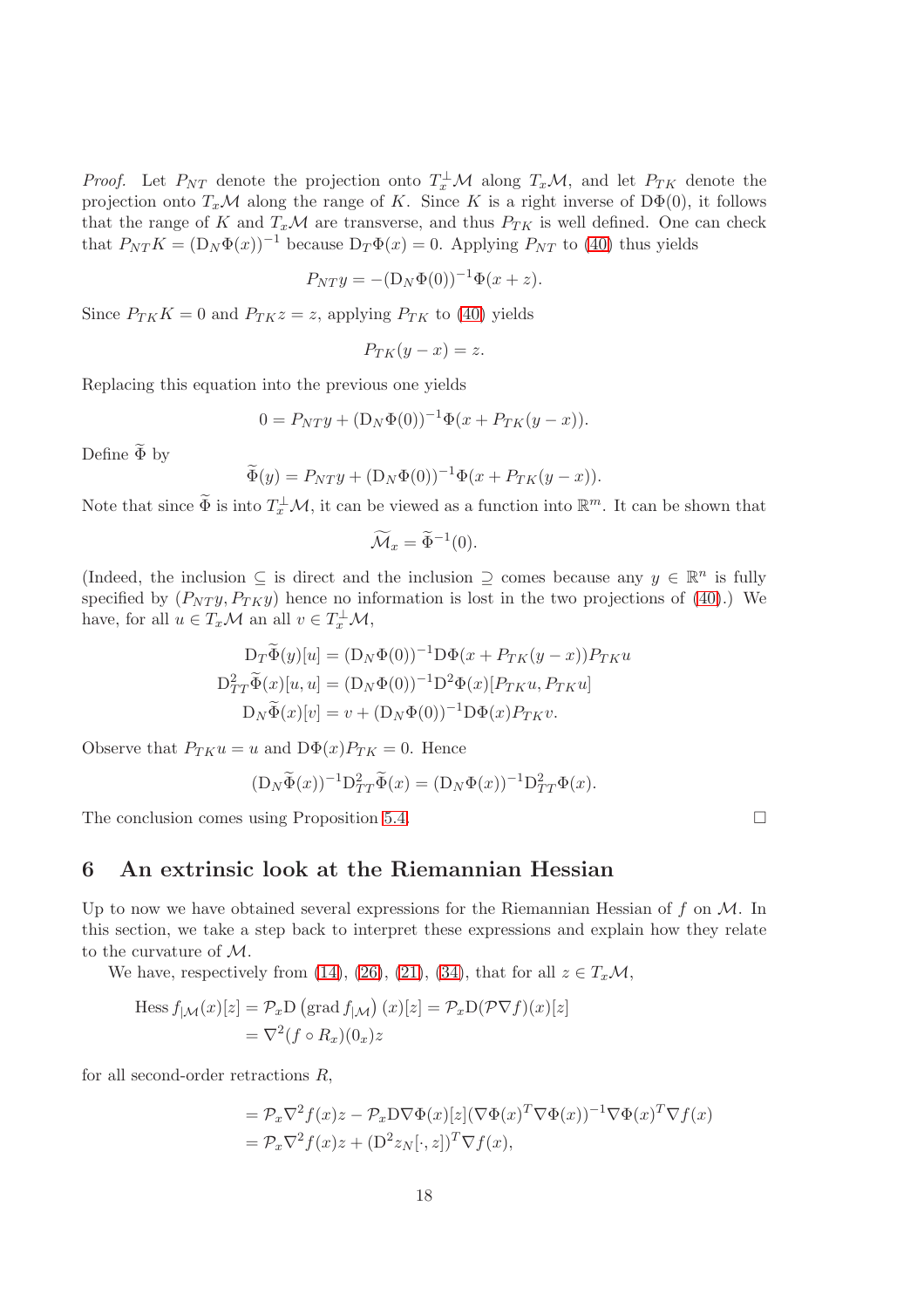*Proof.* Let $P_{NT}$ denote the projection onto $T_x^\perp\mathcal{M}$ along $T_x\mathcal{M}$, and let $P_{TK}$ denote the projection onto $T_x\mathcal{M}$ along the range of $K$. Since $K$ is a right inverse of $\mathrm{D}\Phi(0)$, it follows that the range of $K$ and $T_x\mathcal{M}$ are transverse, and thus $P_{TK}$ is well defined. One can check that $P_{NT}K = (\mathrm{D}_N\Phi(x))^{-1}$ because $\mathrm{D}_T\Phi(x) = 0$. Applying $P_{NT}$ to (40) thus yields

$$P_{NT}y = -(\mathrm{D}_N\Phi(0))^{-1}\Phi(x+z).$$

Since $P_{TK}K = 0$ and $P_{TK}z = z$, applying $P_{TK}$ to (40) yields

$$P_{TK}(y-x) = z.$$

Replacing this equation into the previous one yields

$$0 = P_{NT}y + (\mathrm{D}_N\Phi(0))^{-1}\Phi(x + P_{TK}(y-x)).$$

Define $\widetilde{\Phi}$ by

$$\widetilde{\Phi}(y) = P_{NT}y + (\mathrm{D}_N\Phi(0))^{-1}\Phi(x + P_{TK}(y-x)).$$

Note that since $\widetilde{\Phi}$ is into $T_x^\perp\mathcal{M}$, it can be viewed as a function into $\mathbb{R}^m$. It can be shown that

$$\widetilde{\mathcal{M}}_x = \widetilde{\Phi}^{-1}(0).$$

(Indeed, the inclusion $\subseteq$ is direct and the inclusion $\supseteq$ comes because any $y \in \mathbb{R}^n$ is fully specified by $(P_{NT}y, P_{TK}y)$ hence no information is lost in the two projections of (40).) We have, for all $u \in T_x\mathcal{M}$ an all $v \in T_x^\perp\mathcal{M}$,

$$\begin{aligned}
\mathrm{D}_T\widetilde{\Phi}(y)[u] &= (\mathrm{D}_N\Phi(0))^{-1}\mathrm{D}\Phi(x + P_{TK}(y-x))P_{TK}u \\
\mathrm{D}^2_{TT}\widetilde{\Phi}(x)[u,u] &= (\mathrm{D}_N\Phi(0))^{-1}\mathrm{D}^2\Phi(x)[P_{TK}u, P_{TK}u] \\
\mathrm{D}_N\widetilde{\Phi}(x)[v] &= v + (\mathrm{D}_N\Phi(0))^{-1}\mathrm{D}\Phi(x)P_{TK}v.
\end{aligned}$$

Observe that $P_{TK}u = u$ and $\mathrm{D}\Phi(x)P_{TK} = 0$. Hence

$$(\mathrm{D}_N\widetilde{\Phi}(x))^{-1}\mathrm{D}^2_{TT}\widetilde{\Phi}(x) = (\mathrm{D}_N\Phi(x))^{-1}\mathrm{D}^2_{TT}\Phi(x).$$

The conclusion comes using Proposition 5.4. □

# 6 An extrinsic look at the Riemannian Hessian

Up to now we have obtained several expressions for the Riemannian Hessian of $f$ on $\mathcal{M}$. In this section, we take a step back to interpret these expressions and explain how they relate to the curvature of $\mathcal{M}$.

We have, respectively from (14), (26), (21), (34), that for all $z \in T_x\mathcal{M}$,

$$\begin{aligned}
\operatorname{Hess} f_{|\mathcal{M}}(x)[z] &= \mathcal{P}_x\mathrm{D}\left(\operatorname{grad} f_{|\mathcal{M}}\right)(x)[z] = \mathcal{P}_x\mathrm{D}(\mathcal{P}\nabla f)(x)[z] \\
&= \nabla^2(f \circ R_x)(0_x)z
\end{aligned}$$

for all second-order retractions $R$,

$$\begin{aligned}
&= \mathcal{P}_x\nabla^2 f(x)z - \mathcal{P}_x\mathrm{D}\nabla\Phi(x)[z](\nabla\Phi(x)^T\nabla\Phi(x))^{-1}\nabla\Phi(x)^T\nabla f(x) \\
&= \mathcal{P}_x\nabla^2 f(x)z + (\mathrm{D}^2 z_N[\cdot, z])^T\nabla f(x),
\end{aligned}$$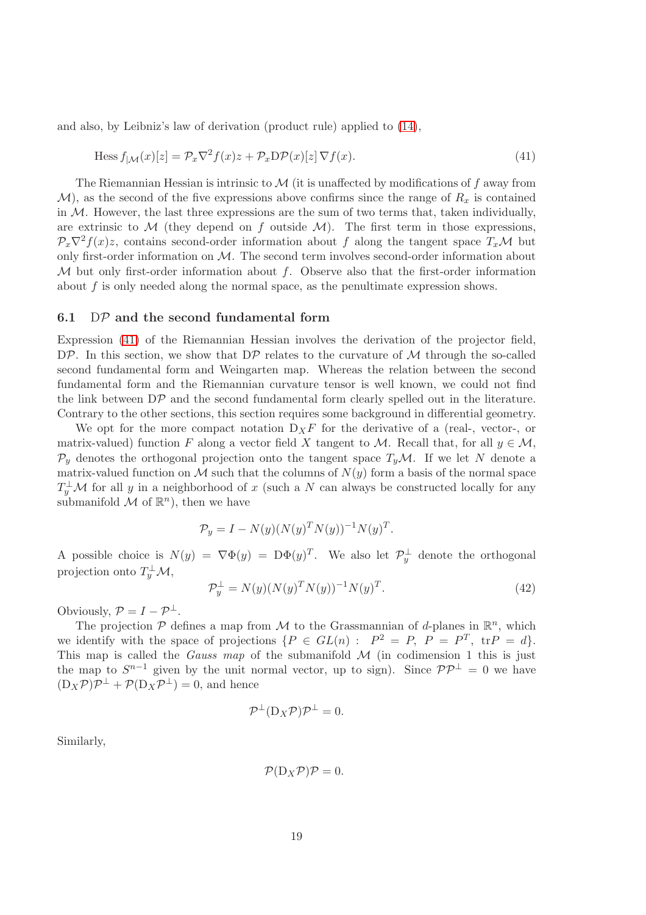and also, by Leibniz's law of derivation (product rule) applied to (14),

$$\operatorname{Hess} f_{|\mathcal{M}}(x)[z] = \mathcal{P}_x \nabla^2 f(x) z + \mathcal{P}_x \mathrm{D}\mathcal{P}(x)[z]\, \nabla f(x). \tag{41}$$

The Riemannian Hessian is intrinsic to $\mathcal{M}$ (it is unaffected by modifications of $f$ away from $\mathcal{M}$), as the second of the five expressions above confirms since the range of $R_x$ is contained in $\mathcal{M}$. However, the last three expressions are the sum of two terms that, taken individually, are extrinsic to $\mathcal{M}$ (they depend on $f$ outside $\mathcal{M}$). The first term in those expressions, $\mathcal{P}_x \nabla^2 f(x) z$, contains second-order information about $f$ along the tangent space $T_x\mathcal{M}$ but only first-order information on $\mathcal{M}$. The second term involves second-order information about $\mathcal{M}$ but only first-order information about $f$. Observe also that the first-order information about $f$ is only needed along the normal space, as the penultimate expression shows.

### 6.1 $\mathrm{D}\mathcal{P}$ and the second fundamental form

Expression (41) of the Riemannian Hessian involves the derivation of the projector field, $\mathrm{D}\mathcal{P}$. In this section, we show that $\mathrm{D}\mathcal{P}$ relates to the curvature of $\mathcal{M}$ through the so-called second fundamental form and Weingarten map. Whereas the relation between the second fundamental form and the Riemannian curvature tensor is well known, we could not find the link between $\mathrm{D}\mathcal{P}$ and the second fundamental form clearly spelled out in the literature. Contrary to the other sections, this section requires some background in differential geometry.

We opt for the more compact notation $\mathrm{D}_X F$ for the derivative of a (real-, vector-, or matrix-valued) function $F$ along a vector field $X$ tangent to $\mathcal{M}$. Recall that, for all $y \in \mathcal{M}$, $\mathcal{P}_y$ denotes the orthogonal projection onto the tangent space $T_y\mathcal{M}$. If we let $N$ denote a matrix-valued function on $\mathcal{M}$ such that the columns of $N(y)$ form a basis of the normal space $T_y^{\perp}\mathcal{M}$ for all $y$ in a neighborhood of $x$ (such a $N$ can always be constructed locally for any submanifold $\mathcal{M}$ of $\mathbb{R}^n$), then we have

$$\mathcal{P}_y = I - N(y)(N(y)^T N(y))^{-1} N(y)^T.$$

A possible choice is $N(y) = \nabla\Phi(y) = \mathrm{D}\Phi(y)^T$. We also let $\mathcal{P}_y^{\perp}$ denote the orthogonal projection onto $T_y^{\perp}\mathcal{M}$,

$$\mathcal{P}_y^{\perp} = N(y)(N(y)^T N(y))^{-1} N(y)^T. \tag{42}$$

Obviously, $\mathcal{P} = I - \mathcal{P}^{\perp}$.

The projection $\mathcal{P}$ defines a map from $\mathcal{M}$ to the Grassmannian of $d$-planes in $\mathbb{R}^n$, which we identify with the space of projections $\{P \in GL(n) : \; P^2 = P,\; P = P^T,\; \mathrm{tr}P = d\}$. This map is called the *Gauss map* of the submanifold $\mathcal{M}$ (in codimension 1 this is just the map to $S^{n-1}$ given by the unit normal vector, up to sign). Since $\mathcal{P}\mathcal{P}^{\perp} = 0$ we have $(\mathrm{D}_X\mathcal{P})\mathcal{P}^{\perp} + \mathcal{P}(\mathrm{D}_X\mathcal{P}^{\perp}) = 0$, and hence

$$\mathcal{P}^{\perp}(\mathrm{D}_X\mathcal{P})\mathcal{P}^{\perp} = 0.$$

Similarly,

$$\mathcal{P}(\mathrm{D}_X\mathcal{P})\mathcal{P} = 0.$$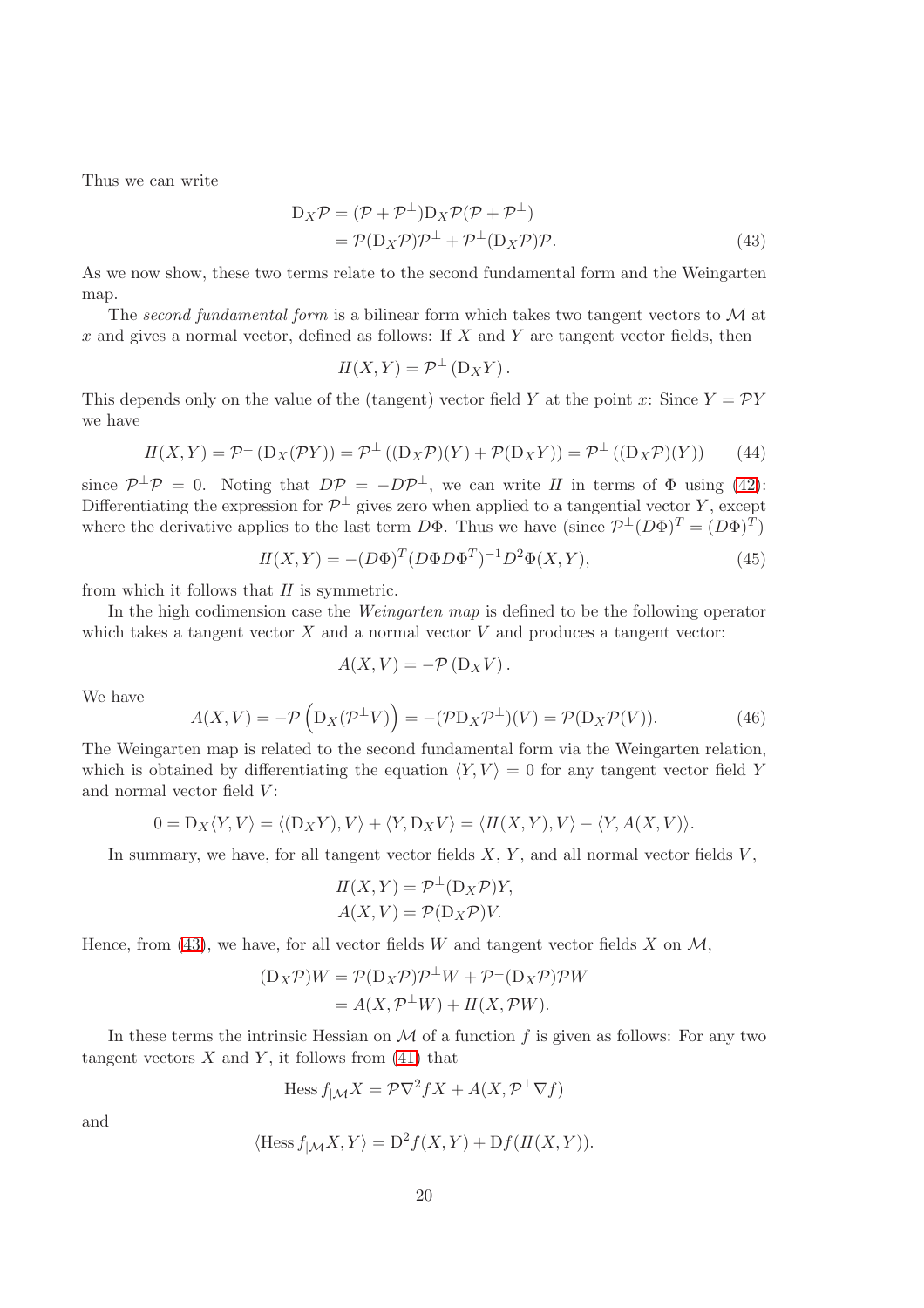Thus we can write

$$\begin{aligned}
\mathrm{D}_X\mathcal{P} &= (\mathcal{P}+\mathcal{P}^{\perp})\mathrm{D}_X\mathcal{P}(\mathcal{P}+\mathcal{P}^{\perp}) \\
&= \mathcal{P}(\mathrm{D}_X\mathcal{P})\mathcal{P}^{\perp} + \mathcal{P}^{\perp}(\mathrm{D}_X\mathcal{P})\mathcal{P}. \qquad (43)
\end{aligned}$$

As we now show, these two terms relate to the second fundamental form and the Weingarten map.

The *second fundamental form* is a bilinear form which takes two tangent vectors to $\mathcal{M}$ at $x$ and gives a normal vector, defined as follows: If $X$ and $Y$ are tangent vector fields, then

$$I\!I(X,Y) = \mathcal{P}^{\perp}(\mathrm{D}_X Y).$$

This depends only on the value of the (tangent) vector field $Y$ at the point $x$: Since $Y = \mathcal{P}Y$ we have

$$I\!I(X,Y) = \mathcal{P}^{\perp}(\mathrm{D}_X(\mathcal{P}Y)) = \mathcal{P}^{\perp}((\mathrm{D}_X\mathcal{P})(Y) + \mathcal{P}(\mathrm{D}_X Y)) = \mathcal{P}^{\perp}((\mathrm{D}_X\mathcal{P})(Y)) \qquad (44)$$

since $\mathcal{P}^{\perp}\mathcal{P} = 0$. Noting that $D\mathcal{P} = -D\mathcal{P}^{\perp}$, we can write $I\!I$ in terms of $\Phi$ using (42): Differentiating the expression for $\mathcal{P}^{\perp}$ gives zero when applied to a tangential vector $Y$, except where the derivative applies to the last term $D\Phi$. Thus we have (since $\mathcal{P}^{\perp}(D\Phi)^T = (D\Phi)^T$)

$$I\!I(X,Y) = -(D\Phi)^T(D\Phi D\Phi^T)^{-1}D^2\Phi(X,Y), \qquad (45)$$

from which it follows that $I\!I$ is symmetric.

In the high codimension case the *Weingarten map* is defined to be the following operator which takes a tangent vector $X$ and a normal vector $V$ and produces a tangent vector:

$$A(X,V) = -\mathcal{P}(\mathrm{D}_X V).$$

We have

$$A(X,V) = -\mathcal{P}\left(\mathrm{D}_X(\mathcal{P}^{\perp}V)\right) = -(\mathcal{P}\mathrm{D}_X\mathcal{P}^{\perp})(V) = \mathcal{P}(\mathrm{D}_X\mathcal{P}(V)). \qquad (46)$$

The Weingarten map is related to the second fundamental form via the Weingarten relation, which is obtained by differentiating the equation $\langle Y, V\rangle = 0$ for any tangent vector field $Y$ and normal vector field $V$:

$$0 = \mathrm{D}_X\langle Y,V\rangle = \langle(\mathrm{D}_X Y), V\rangle + \langle Y, \mathrm{D}_X V\rangle = \langle I\!I(X,Y), V\rangle - \langle Y, A(X,V)\rangle.$$

In summary, we have, for all tangent vector fields $X$, $Y$, and all normal vector fields $V$,

$$\begin{aligned}
I\!I(X,Y) &= \mathcal{P}^{\perp}(\mathrm{D}_X\mathcal{P})Y, \\
A(X,V) &= \mathcal{P}(\mathrm{D}_X\mathcal{P})V.
\end{aligned}$$

Hence, from (43), we have, for all vector fields $W$ and tangent vector fields $X$ on $\mathcal{M}$,

$$\begin{aligned}
(\mathrm{D}_X\mathcal{P})W &= \mathcal{P}(\mathrm{D}_X\mathcal{P})\mathcal{P}^{\perp}W + \mathcal{P}^{\perp}(\mathrm{D}_X\mathcal{P})\mathcal{P}W \\
&= A(X,\mathcal{P}^{\perp}W) + I\!I(X,\mathcal{P}W).
\end{aligned}$$

In these terms the intrinsic Hessian on $\mathcal{M}$ of a function $f$ is given as follows: For any two tangent vectors $X$ and $Y$, it follows from (41) that

$$\mathrm{Hess}\, f_{|\mathcal{M}}X = \mathcal{P}\nabla^2 f X + A(X, \mathcal{P}^{\perp}\nabla f)$$

and

$$\langle \mathrm{Hess}\, f_{|\mathcal{M}}X, Y\rangle = \mathrm{D}^2 f(X,Y) + \mathrm{D}f(I\!I(X,Y)).$$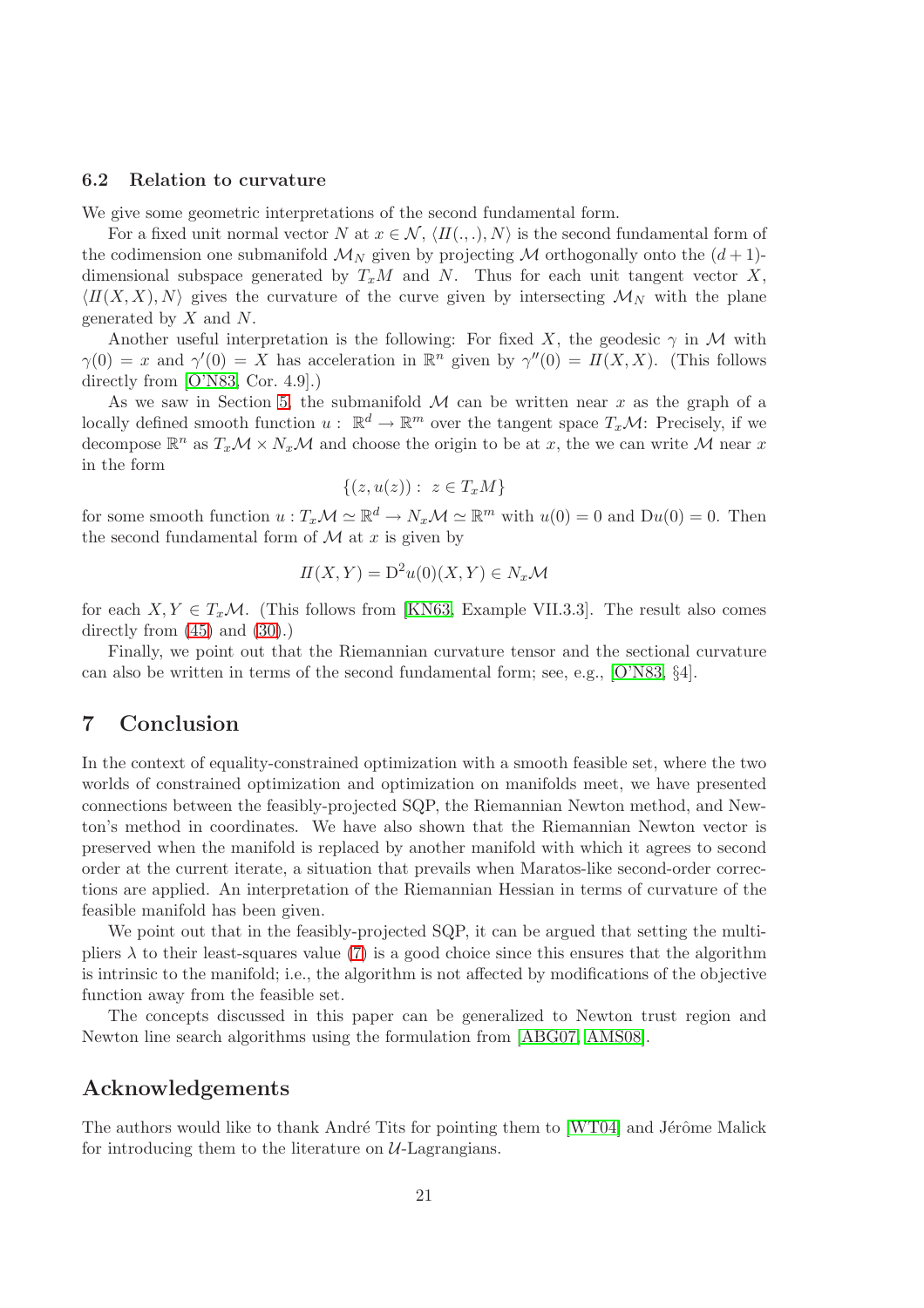### 6.2 Relation to curvature

We give some geometric interpretations of the second fundamental form.

For a fixed unit normal vector $N$ at $x \in \mathcal{N}$, $\langle I\!I(.,.), N\rangle$ is the second fundamental form of the codimension one submanifold $\mathcal{M}_N$ given by projecting $\mathcal{M}$ orthogonally onto the $(d+1)$-dimensional subspace generated by $T_xM$ and $N$. Thus for each unit tangent vector $X$, $\langle I\!I(X,X), N\rangle$ gives the curvature of the curve given by intersecting $\mathcal{M}_N$ with the plane generated by $X$ and $N$.

Another useful interpretation is the following: For fixed $X$, the geodesic $\gamma$ in $\mathcal{M}$ with $\gamma(0) = x$ and $\gamma'(0) = X$ has acceleration in $\mathbb{R}^n$ given by $\gamma''(0) = I\!I(X,X)$. (This follows directly from [O'N83, Cor. 4.9].)

As we saw in Section 5, the submanifold $\mathcal{M}$ can be written near $x$ as the graph of a locally defined smooth function $u : \mathbb{R}^d \to \mathbb{R}^m$ over the tangent space $T_x\mathcal{M}$: Precisely, if we decompose $\mathbb{R}^n$ as $T_x\mathcal{M} \times N_x\mathcal{M}$ and choose the origin to be at $x$, the we can write $\mathcal{M}$ near $x$ in the form

$$\{(z, u(z)) : \ z \in T_xM\}$$

for some smooth function $u : T_x\mathcal{M} \simeq \mathbb{R}^d \to N_x\mathcal{M} \simeq \mathbb{R}^m$ with $u(0) = 0$ and $\mathrm{D}u(0) = 0$. Then the second fundamental form of $\mathcal{M}$ at $x$ is given by

$$I\!I(X,Y) = \mathrm{D}^2u(0)(X,Y) \in N_x\mathcal{M}$$

for each $X, Y \in T_x\mathcal{M}$. (This follows from [KN63, Example VII.3.3]. The result also comes directly from (45) and (30).)

Finally, we point out that the Riemannian curvature tensor and the sectional curvature can also be written in terms of the second fundamental form; see, e.g., [O'N83, §4].

## 7 Conclusion

In the context of equality-constrained optimization with a smooth feasible set, where the two worlds of constrained optimization and optimization on manifolds meet, we have presented connections between the feasibly-projected SQP, the Riemannian Newton method, and Newton's method in coordinates. We have also shown that the Riemannian Newton vector is preserved when the manifold is replaced by another manifold with which it agrees to second order at the current iterate, a situation that prevails when Maratos-like second-order corrections are applied. An interpretation of the Riemannian Hessian in terms of curvature of the feasible manifold has been given.

We point out that in the feasibly-projected SQP, it can be argued that setting the multipliers $\lambda$ to their least-squares value (7) is a good choice since this ensures that the algorithm is intrinsic to the manifold; i.e., the algorithm is not affected by modifications of the objective function away from the feasible set.

The concepts discussed in this paper can be generalized to Newton trust region and Newton line search algorithms using the formulation from [ABG07, AMS08].

## Acknowledgements

The authors would like to thank André Tits for pointing them to [WT04] and Jérôme Malick for introducing them to the literature on $\mathcal{U}$-Lagrangians.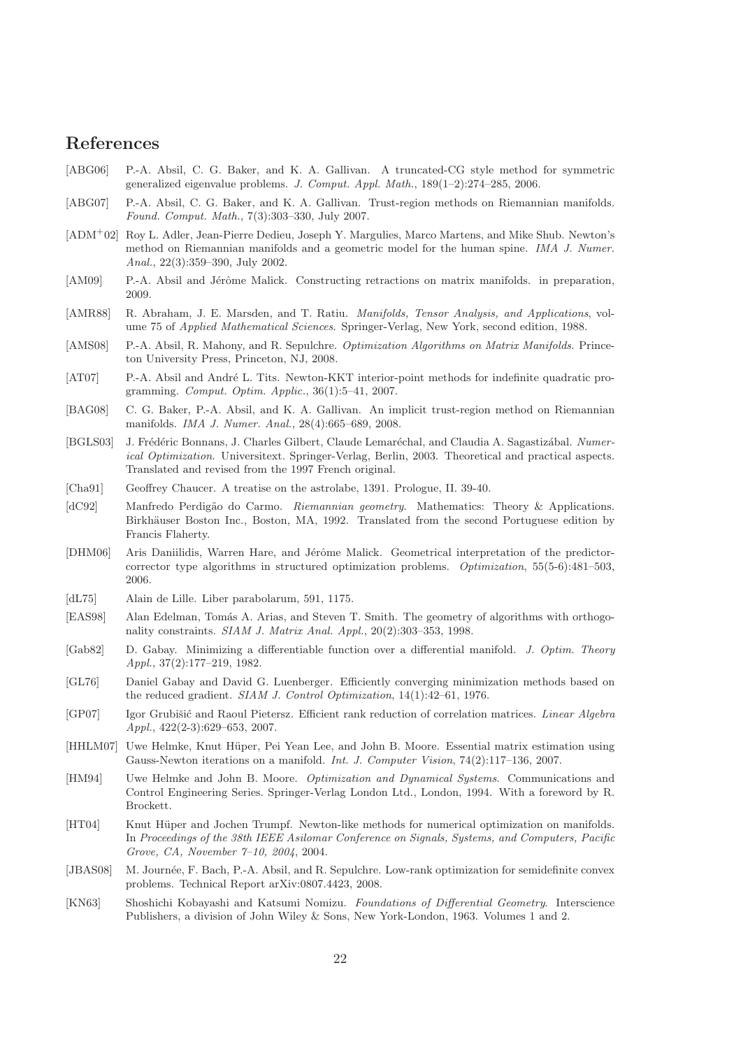# References

[ABG06] P.-A. Absil, C. G. Baker, and K. A. Gallivan. A truncated-CG style method for symmetric generalized eigenvalue problems. *J. Comput. Appl. Math.*, 189(1–2):274–285, 2006.

[ABG07] P.-A. Absil, C. G. Baker, and K. A. Gallivan. Trust-region methods on Riemannian manifolds. *Found. Comput. Math.*, 7(3):303–330, July 2007.

[ADM+02] Roy L. Adler, Jean-Pierre Dedieu, Joseph Y. Margulies, Marco Martens, and Mike Shub. Newton's method on Riemannian manifolds and a geometric model for the human spine. *IMA J. Numer. Anal.*, 22(3):359–390, July 2002.

[AM09] P.-A. Absil and Jérôme Malick. Constructing retractions on matrix manifolds. in preparation, 2009.

[AMR88] R. Abraham, J. E. Marsden, and T. Ratiu. *Manifolds, Tensor Analysis, and Applications*, volume 75 of *Applied Mathematical Sciences*. Springer-Verlag, New York, second edition, 1988.

[AMS08] P.-A. Absil, R. Mahony, and R. Sepulchre. *Optimization Algorithms on Matrix Manifolds*. Princeton University Press, Princeton, NJ, 2008.

[AT07] P.-A. Absil and André L. Tits. Newton-KKT interior-point methods for indefinite quadratic programming. *Comput. Optim. Applic.*, 36(1):5–41, 2007.

[BAG08] C. G. Baker, P.-A. Absil, and K. A. Gallivan. An implicit trust-region method on Riemannian manifolds. *IMA J. Numer. Anal.*, 28(4):665–689, 2008.

[BGLS03] J. Frédéric Bonnans, J. Charles Gilbert, Claude Lemaréchal, and Claudia A. Sagastizábal. *Numerical Optimization*. Universitext. Springer-Verlag, Berlin, 2003. Theoretical and practical aspects. Translated and revised from the 1997 French original.

[Cha91] Geoffrey Chaucer. A treatise on the astrolabe, 1391. Prologue, II. 39-40.

[dC92] Manfredo Perdigão do Carmo. *Riemannian geometry*. Mathematics: Theory & Applications. Birkhäuser Boston Inc., Boston, MA, 1992. Translated from the second Portuguese edition by Francis Flaherty.

[DHM06] Aris Daniilidis, Warren Hare, and Jérôme Malick. Geometrical interpretation of the predictor-corrector type algorithms in structured optimization problems. *Optimization*, 55(5-6):481–503, 2006.

[dL75] Alain de Lille. Liber parabolarum, 591, 1175.

[EAS98] Alan Edelman, Tomás A. Arias, and Steven T. Smith. The geometry of algorithms with orthogonality constraints. *SIAM J. Matrix Anal. Appl.*, 20(2):303–353, 1998.

[Gab82] D. Gabay. Minimizing a differentiable function over a differential manifold. *J. Optim. Theory Appl.*, 37(2):177–219, 1982.

[GL76] Daniel Gabay and David G. Luenberger. Efficiently converging minimization methods based on the reduced gradient. *SIAM J. Control Optimization*, 14(1):42–61, 1976.

[GP07] Igor Grubišić and Raoul Pietersz. Efficient rank reduction of correlation matrices. *Linear Algebra Appl.*, 422(2-3):629–653, 2007.

[HHLM07] Uwe Helmke, Knut Hüper, Pei Yean Lee, and John B. Moore. Essential matrix estimation using Gauss-Newton iterations on a manifold. *Int. J. Computer Vision*, 74(2):117–136, 2007.

[HM94] Uwe Helmke and John B. Moore. *Optimization and Dynamical Systems*. Communications and Control Engineering Series. Springer-Verlag London Ltd., London, 1994. With a foreword by R. Brockett.

[HT04] Knut Hüper and Jochen Trumpf. Newton-like methods for numerical optimization on manifolds. In *Proceedings of the 38th IEEE Asilomar Conference on Signals, Systems, and Computers, Pacific Grove, CA, November 7–10, 2004*, 2004.

[JBAS08] M. Journée, F. Bach, P.-A. Absil, and R. Sepulchre. Low-rank optimization for semidefinite convex problems. Technical Report arXiv:0807.4423, 2008.

[KN63] Shoshichi Kobayashi and Katsumi Nomizu. *Foundations of Differential Geometry*. Interscience Publishers, a division of John Wiley & Sons, New York-London, 1963. Volumes 1 and 2.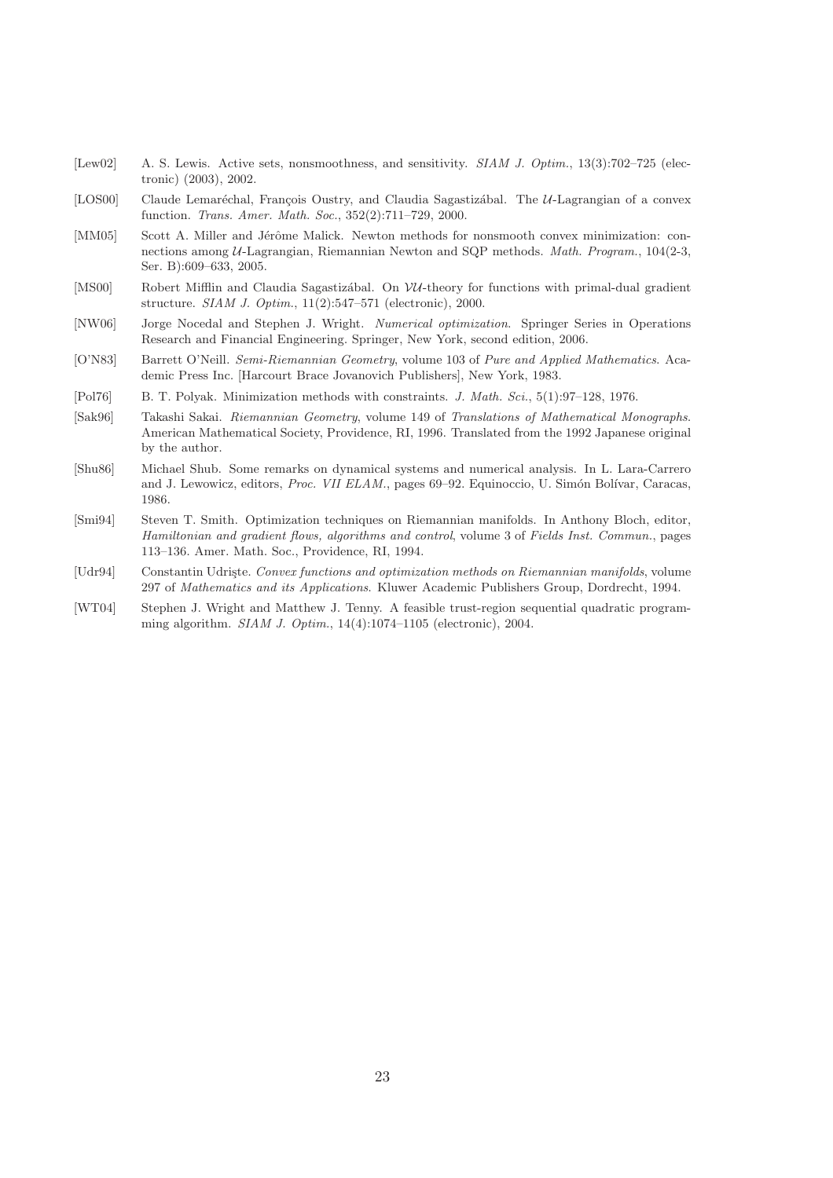[Lew02] A. S. Lewis. Active sets, nonsmoothness, and sensitivity. *SIAM J. Optim.*, 13(3):702–725 (electronic) (2003), 2002.

[LOS00] Claude Lemaréchal, François Oustry, and Claudia Sagastizábal. The $\mathcal{U}$-Lagrangian of a convex function. *Trans. Amer. Math. Soc.*, 352(2):711–729, 2000.

[MM05] Scott A. Miller and Jérôme Malick. Newton methods for nonsmooth convex minimization: connections among $\mathcal{U}$-Lagrangian, Riemannian Newton and SQP methods. *Math. Program.*, 104(2-3, Ser. B):609–633, 2005.

[MS00] Robert Mifflin and Claudia Sagastizábal. On $\mathcal{VU}$-theory for functions with primal-dual gradient structure. *SIAM J. Optim.*, 11(2):547–571 (electronic), 2000.

[NW06] Jorge Nocedal and Stephen J. Wright. *Numerical optimization*. Springer Series in Operations Research and Financial Engineering. Springer, New York, second edition, 2006.

[O'N83] Barrett O'Neill. *Semi-Riemannian Geometry*, volume 103 of *Pure and Applied Mathematics*. Academic Press Inc. [Harcourt Brace Jovanovich Publishers], New York, 1983.

[Pol76] B. T. Polyak. Minimization methods with constraints. *J. Math. Sci.*, 5(1):97–128, 1976.

[Sak96] Takashi Sakai. *Riemannian Geometry*, volume 149 of *Translations of Mathematical Monographs*. American Mathematical Society, Providence, RI, 1996. Translated from the 1992 Japanese original by the author.

[Shu86] Michael Shub. Some remarks on dynamical systems and numerical analysis. In L. Lara-Carrero and J. Lewowicz, editors, *Proc. VII ELAM.*, pages 69–92. Equinoccio, U. Simón Bolívar, Caracas, 1986.

[Smi94] Steven T. Smith. Optimization techniques on Riemannian manifolds. In Anthony Bloch, editor, *Hamiltonian and gradient flows, algorithms and control*, volume 3 of *Fields Inst. Commun.*, pages 113–136. Amer. Math. Soc., Providence, RI, 1994.

[Udr94] Constantin Udrişte. *Convex functions and optimization methods on Riemannian manifolds*, volume 297 of *Mathematics and its Applications*. Kluwer Academic Publishers Group, Dordrecht, 1994.

[WT04] Stephen J. Wright and Matthew J. Tenny. A feasible trust-region sequential quadratic programming algorithm. *SIAM J. Optim.*, 14(4):1074–1105 (electronic), 2004.